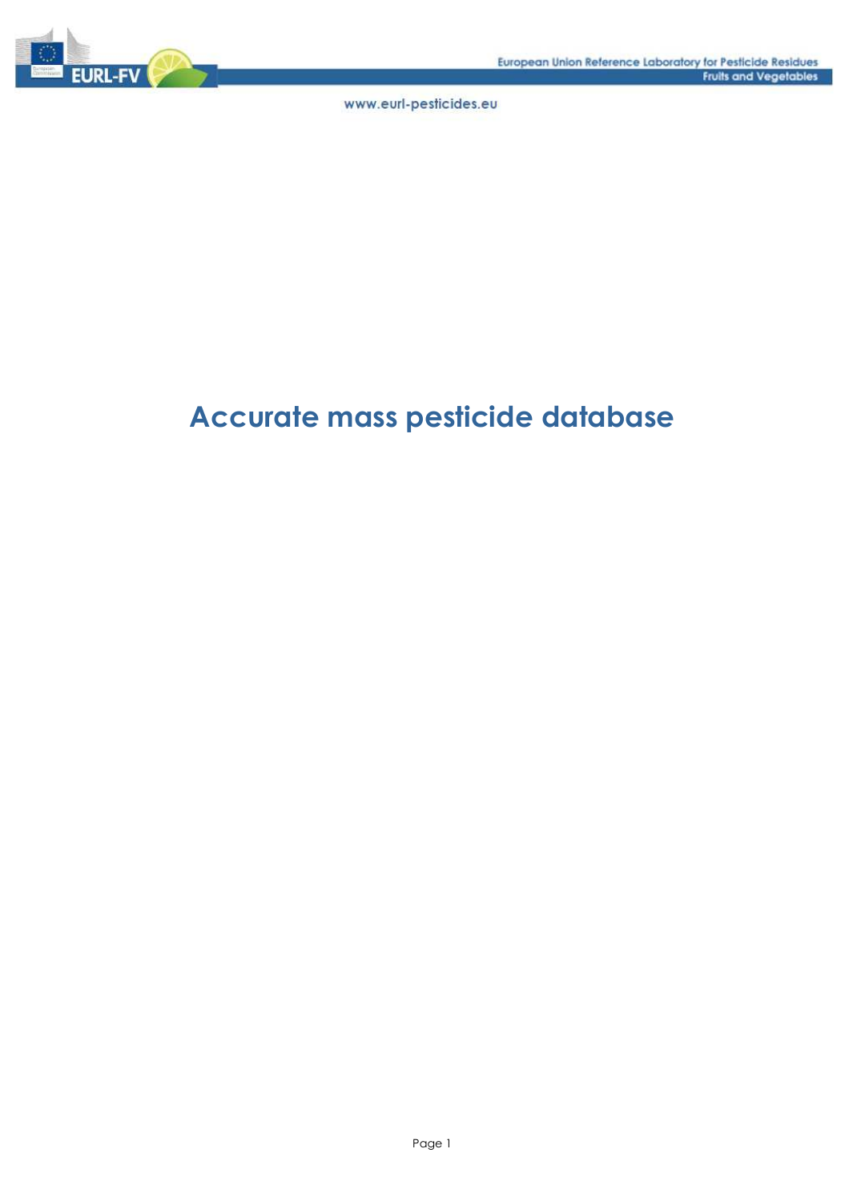# Accurate mass pesticide database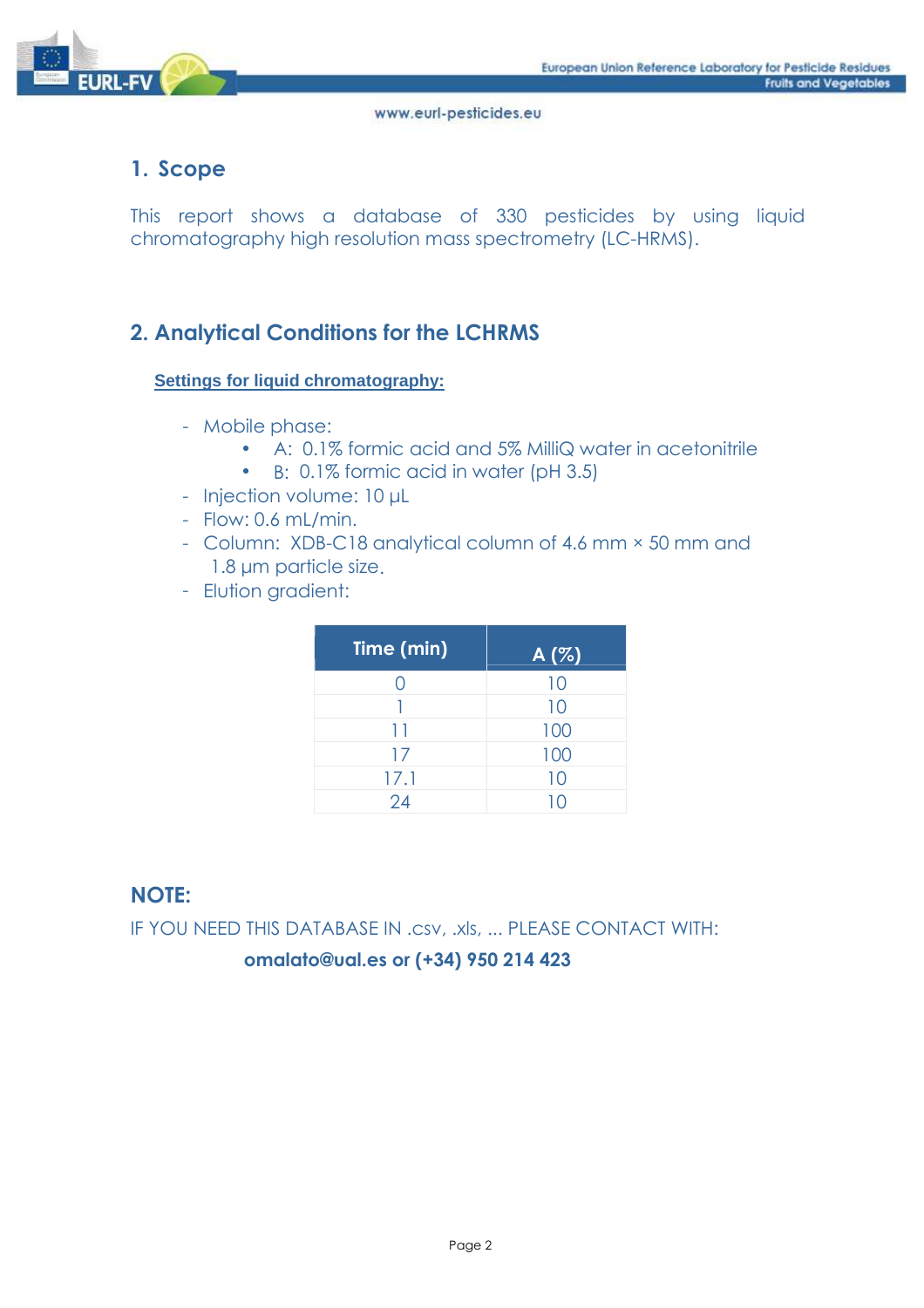## 1. Scope

This report shows a database of 330 pesticides by using liquid chromatography high resolution mass spectrometry (LC-HRMS).

## 2. Analytical Conditions for the LCHRMS

**Settings for liquid chromatography:**

- Mobile phase:
  - A: 0.1% formic acid and 5% MilliQ water in acetonitrile
  - B: 0.1% formic acid in water (pH 3.5)
- Injection volume: 10 µL
- Flow: 0.6 mL/min.
- Column: XDB-C18 analytical column of 4.6 mm × 50 mm and 1.8 µm particle size.
- Elution gradient:

| Time (min) | A (%) |
|---|---|
| 0 | 10 |
| 1 | 10 |
| 11 | 100 |
| 17 | 100 |
| 17.1 | 10 |
| 24 | 10 |

## NOTE:

IF YOU NEED THIS DATABASE IN .csv, .xls, ... PLEASE CONTACT WITH:

**omalato@ual.es or (+34) 950 214 423**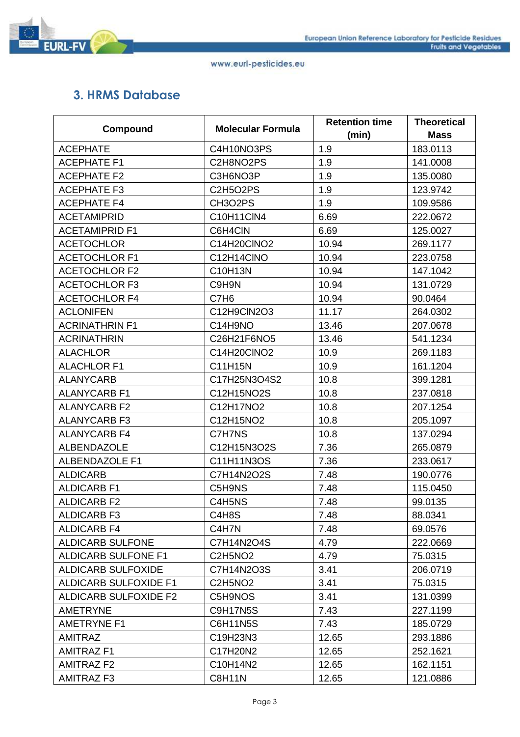## 3. HRMS Database

| Compound | Molecular Formula | Retention time (min) | Theoretical Mass |
|---|---|---|---|
| ACEPHATE | C4H10NO3PS | 1.9 | 183.0113 |
| ACEPHATE F1 | C2H8NO2PS | 1.9 | 141.0008 |
| ACEPHATE F2 | C3H6NO3P | 1.9 | 135.0080 |
| ACEPHATE F3 | C2H5O2PS | 1.9 | 123.9742 |
| ACEPHATE F4 | CH3O2PS | 1.9 | 109.9586 |
| ACETAMIPRID | C10H11ClN4 | 6.69 | 222.0672 |
| ACETAMIPRID F1 | C6H4ClN | 6.69 | 125.0027 |
| ACETOCHLOR | C14H20ClNO2 | 10.94 | 269.1177 |
| ACETOCHLOR F1 | C12H14ClNO | 10.94 | 223.0758 |
| ACETOCHLOR F2 | C10H13N | 10.94 | 147.1042 |
| ACETOCHLOR F3 | C9H9N | 10.94 | 131.0729 |
| ACETOCHLOR F4 | C7H6 | 10.94 | 90.0464 |
| ACLONIFEN | C12H9ClN2O3 | 11.17 | 264.0302 |
| ACRINATHRIN F1 | C14H9NO | 13.46 | 207.0678 |
| ACRINATHRIN | C26H21F6NO5 | 13.46 | 541.1234 |
| ALACHLOR | C14H20ClNO2 | 10.9 | 269.1183 |
| ALACHLOR F1 | C11H15N | 10.9 | 161.1204 |
| ALANYCARB | C17H25N3O4S2 | 10.8 | 399.1281 |
| ALANYCARB F1 | C12H15NO2S | 10.8 | 237.0818 |
| ALANYCARB F2 | C12H17NO2 | 10.8 | 207.1254 |
| ALANYCARB F3 | C12H15NO2 | 10.8 | 205.1097 |
| ALANYCARB F4 | C7H7NS | 10.8 | 137.0294 |
| ALBENDAZOLE | C12H15N3O2S | 7.36 | 265.0879 |
| ALBENDAZOLE F1 | C11H11N3OS | 7.36 | 233.0617 |
| ALDICARB | C7H14N2O2S | 7.48 | 190.0776 |
| ALDICARB F1 | C5H9NS | 7.48 | 115.0450 |
| ALDICARB F2 | C4H5NS | 7.48 | 99.0135 |
| ALDICARB F3 | C4H8S | 7.48 | 88.0341 |
| ALDICARB F4 | C4H7N | 7.48 | 69.0576 |
| ALDICARB SULFONE | C7H14N2O4S | 4.79 | 222.0669 |
| ALDICARB SULFONE F1 | C2H5NO2 | 4.79 | 75.0315 |
| ALDICARB SULFOXIDE | C7H14N2O3S | 3.41 | 206.0719 |
| ALDICARB SULFOXIDE F1 | C2H5NO2 | 3.41 | 75.0315 |
| ALDICARB SULFOXIDE F2 | C5H9NOS | 3.41 | 131.0399 |
| AMETRYNE | C9H17N5S | 7.43 | 227.1199 |
| AMETRYNE F1 | C6H11N5S | 7.43 | 185.0729 |
| AMITRAZ | C19H23N3 | 12.65 | 293.1886 |
| AMITRAZ F1 | C17H20N2 | 12.65 | 252.1621 |
| AMITRAZ F2 | C10H14N2 | 12.65 | 162.1151 |
| AMITRAZ F3 | C8H11N | 12.65 | 121.0886 |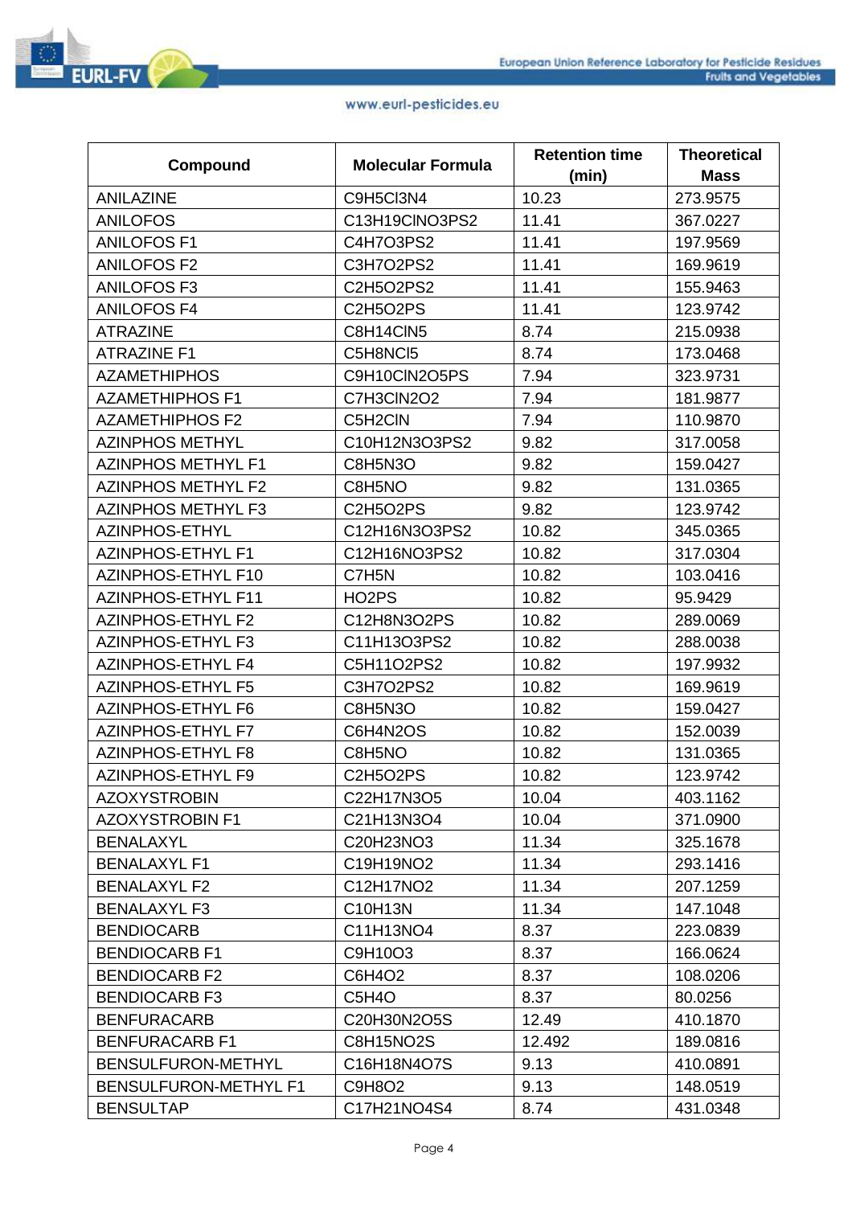| Compound | Molecular Formula | Retention time (min) | Theoretical Mass |
|---|---|---|---|
| ANILAZINE | $C_9H_5Cl_3N_4$ | 10.23 | 273.9575 |
| ANILOFOS | $C_{13}H_{19}ClNO_3PS_2$ | 11.41 | 367.0227 |
| ANILOFOS F1 | $C_4H_7O_3PS_2$ | 11.41 | 197.9569 |
| ANILOFOS F2 | $C_3H_7O_2PS_2$ | 11.41 | 169.9619 |
| ANILOFOS F3 | $C_2H_5O_2PS_2$ | 11.41 | 155.9463 |
| ANILOFOS F4 | $C_2H_5O_2PS$ | 11.41 | 123.9742 |
| ATRAZINE | $C_8H_{14}ClN_5$ | 8.74 | 215.0938 |
| ATRAZINE F1 | $C_5H_8NCl_5$ | 8.74 | 173.0468 |
| AZAMETHIPHOS | $C_9H_{10}ClN_2O_5PS$ | 7.94 | 323.9731 |
| AZAMETHIPHOS F1 | $C_7H_3ClN_2O_2$ | 7.94 | 181.9877 |
| AZAMETHIPHOS F2 | $C_5H_2ClN$ | 7.94 | 110.9870 |
| AZINPHOS METHYL | $C_{10}H_{12}N_3O_3PS_2$ | 9.82 | 317.0058 |
| AZINPHOS METHYL F1 | $C_8H_5N_3O$ | 9.82 | 159.0427 |
| AZINPHOS METHYL F2 | $C_8H_5NO$ | 9.82 | 131.0365 |
| AZINPHOS METHYL F3 | $C_2H_5O_2PS$ | 9.82 | 123.9742 |
| AZINPHOS-ETHYL | $C_{12}H_{16}N_3O_3PS_2$ | 10.82 | 345.0365 |
| AZINPHOS-ETHYL F1 | $C_{12}H_{16}NO_3PS_2$ | 10.82 | 317.0304 |
| AZINPHOS-ETHYL F10 | $C_7H_5N$ | 10.82 | 103.0416 |
| AZINPHOS-ETHYL F11 | $HO_2PS$ | 10.82 | 95.9429 |
| AZINPHOS-ETHYL F2 | $C_{12}H_8N_3O_2PS$ | 10.82 | 289.0069 |
| AZINPHOS-ETHYL F3 | $C_{11}H_{13}O_3PS_2$ | 10.82 | 288.0038 |
| AZINPHOS-ETHYL F4 | $C_5H_{11}O_2PS_2$ | 10.82 | 197.9932 |
| AZINPHOS-ETHYL F5 | $C_3H_7O_2PS_2$ | 10.82 | 169.9619 |
| AZINPHOS-ETHYL F6 | $C_8H_5N_3O$ | 10.82 | 159.0427 |
| AZINPHOS-ETHYL F7 | $C_6H_4N_2OS$ | 10.82 | 152.0039 |
| AZINPHOS-ETHYL F8 | $C_8H_5NO$ | 10.82 | 131.0365 |
| AZINPHOS-ETHYL F9 | $C_2H_5O_2PS$ | 10.82 | 123.9742 |
| AZOXYSTROBIN | $C_{22}H_{17}N_3O_5$ | 10.04 | 403.1162 |
| AZOXYSTROBIN F1 | $C_{21}H_{13}N_3O_4$ | 10.04 | 371.0900 |
| BENALAXYL | $C_{20}H_{23}NO_3$ | 11.34 | 325.1678 |
| BENALAXYL F1 | $C_{19}H_{19}NO_2$ | 11.34 | 293.1416 |
| BENALAXYL F2 | $C_{12}H_{17}NO_2$ | 11.34 | 207.1259 |
| BENALAXYL F3 | $C_{10}H_{13}N$ | 11.34 | 147.1048 |
| BENDIOCARB | $C_{11}H_{13}NO_4$ | 8.37 | 223.0839 |
| BENDIOCARB F1 | $C_9H_{10}O_3$ | 8.37 | 166.0624 |
| BENDIOCARB F2 | $C_6H_4O_2$ | 8.37 | 108.0206 |
| BENDIOCARB F3 | $C_5H_4O$ | 8.37 | 80.0256 |
| BENFURACARB | $C_{20}H_{30}N_2O_5S$ | 12.49 | 410.1870 |
| BENFURACARB F1 | $C_8H_{15}NO_2S$ | 12.492 | 189.0816 |
| BENSULFURON-METHYL | $C_{16}H_{18}N_4O_7S$ | 9.13 | 410.0891 |
| BENSULFURON-METHYL F1 | $C_9H_8O_2$ | 9.13 | 148.0519 |
| BENSULTAP | $C_{17}H_{21}NO_4S_4$ | 8.74 | 431.0348 |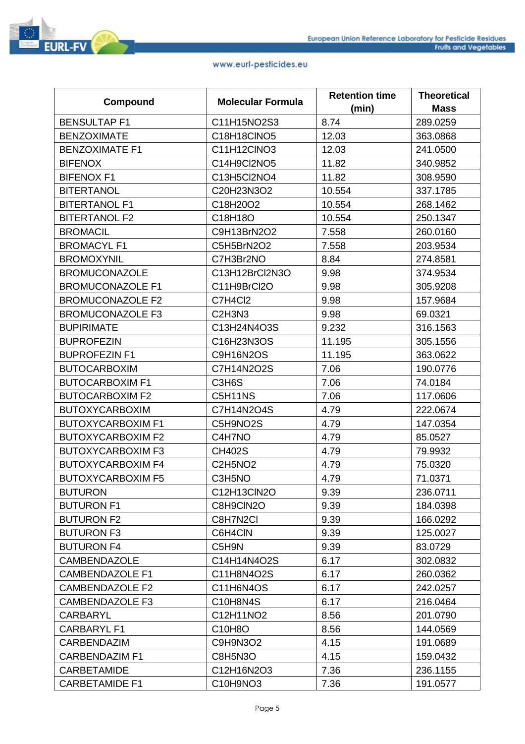| Compound | Molecular Formula | Retention time (min) | Theoretical Mass |
|---|---|---|---|
| BENSULTAP F1 | C11H15NO2S3 | 8.74 | 289.0259 |
| BENZOXIMATE | C18H18ClNO5 | 12.03 | 363.0868 |
| BENZOXIMATE F1 | C11H12ClNO3 | 12.03 | 241.0500 |
| BIFENOX | C14H9Cl2NO5 | 11.82 | 340.9852 |
| BIFENOX F1 | C13H5Cl2NO4 | 11.82 | 308.9590 |
| BITERTANOL | C20H23N3O2 | 10.554 | 337.1785 |
| BITERTANOL F1 | C18H20O2 | 10.554 | 268.1462 |
| BITERTANOL F2 | C18H18O | 10.554 | 250.1347 |
| BROMACIL | C9H13BrN2O2 | 7.558 | 260.0160 |
| BROMACYL F1 | C5H5BrN2O2 | 7.558 | 203.9534 |
| BROMOXYNIL | C7H3Br2NO | 8.84 | 274.8581 |
| BROMUCONAZOLE | C13H12BrCl2N3O | 9.98 | 374.9534 |
| BROMUCONAZOLE F1 | C11H9BrCl2O | 9.98 | 305.9208 |
| BROMUCONAZOLE F2 | C7H4Cl2 | 9.98 | 157.9684 |
| BROMUCONAZOLE F3 | C2H3N3 | 9.98 | 69.0321 |
| BUPIRIMATE | C13H24N4O3S | 9.232 | 316.1563 |
| BUPROFEZIN | C16H23N3OS | 11.195 | 305.1556 |
| BUPROFEZIN F1 | C9H16N2OS | 11.195 | 363.0622 |
| BUTOCARBOXIM | C7H14N2O2S | 7.06 | 190.0776 |
| BUTOCARBOXIM F1 | C3H6S | 7.06 | 74.0184 |
| BUTOCARBOXIM F2 | C5H11NS | 7.06 | 117.0606 |
| BUTOXYCARBOXIM | C7H14N2O4S | 4.79 | 222.0674 |
| BUTOXYCARBOXIM F1 | C5H9NO2S | 4.79 | 147.0354 |
| BUTOXYCARBOXIM F2 | C4H7NO | 4.79 | 85.0527 |
| BUTOXYCARBOXIM F3 | CH402S | 4.79 | 79.9932 |
| BUTOXYCARBOXIM F4 | C2H5NO2 | 4.79 | 75.0320 |
| BUTOXYCARBOXIM F5 | C3H5NO | 4.79 | 71.0371 |
| BUTURON | C12H13ClN2O | 9.39 | 236.0711 |
| BUTURON F1 | C8H9ClN2O | 9.39 | 184.0398 |
| BUTURON F2 | C8H7N2Cl | 9.39 | 166.0292 |
| BUTURON F3 | C6H4ClN | 9.39 | 125.0027 |
| BUTURON F4 | C5H9N | 9.39 | 83.0729 |
| CAMBENDAZOLE | C14H14N4O2S | 6.17 | 302.0832 |
| CAMBENDAZOLE F1 | C11H8N4O2S | 6.17 | 260.0362 |
| CAMBENDAZOLE F2 | C11H6N4OS | 6.17 | 242.0257 |
| CAMBENDAZOLE F3 | C10H8N4S | 6.17 | 216.0464 |
| CARBARYL | C12H11NO2 | 8.56 | 201.0790 |
| CARBARYL F1 | C10H8O | 8.56 | 144.0569 |
| CARBENDAZIM | C9H9N3O2 | 4.15 | 191.0689 |
| CARBENDAZIM F1 | C8H5N3O | 4.15 | 159.0432 |
| CARBETAMIDE | C12H16N2O3 | 7.36 | 236.1155 |
| CARBETAMIDE F1 | C10H9NO3 | 7.36 | 191.0577 |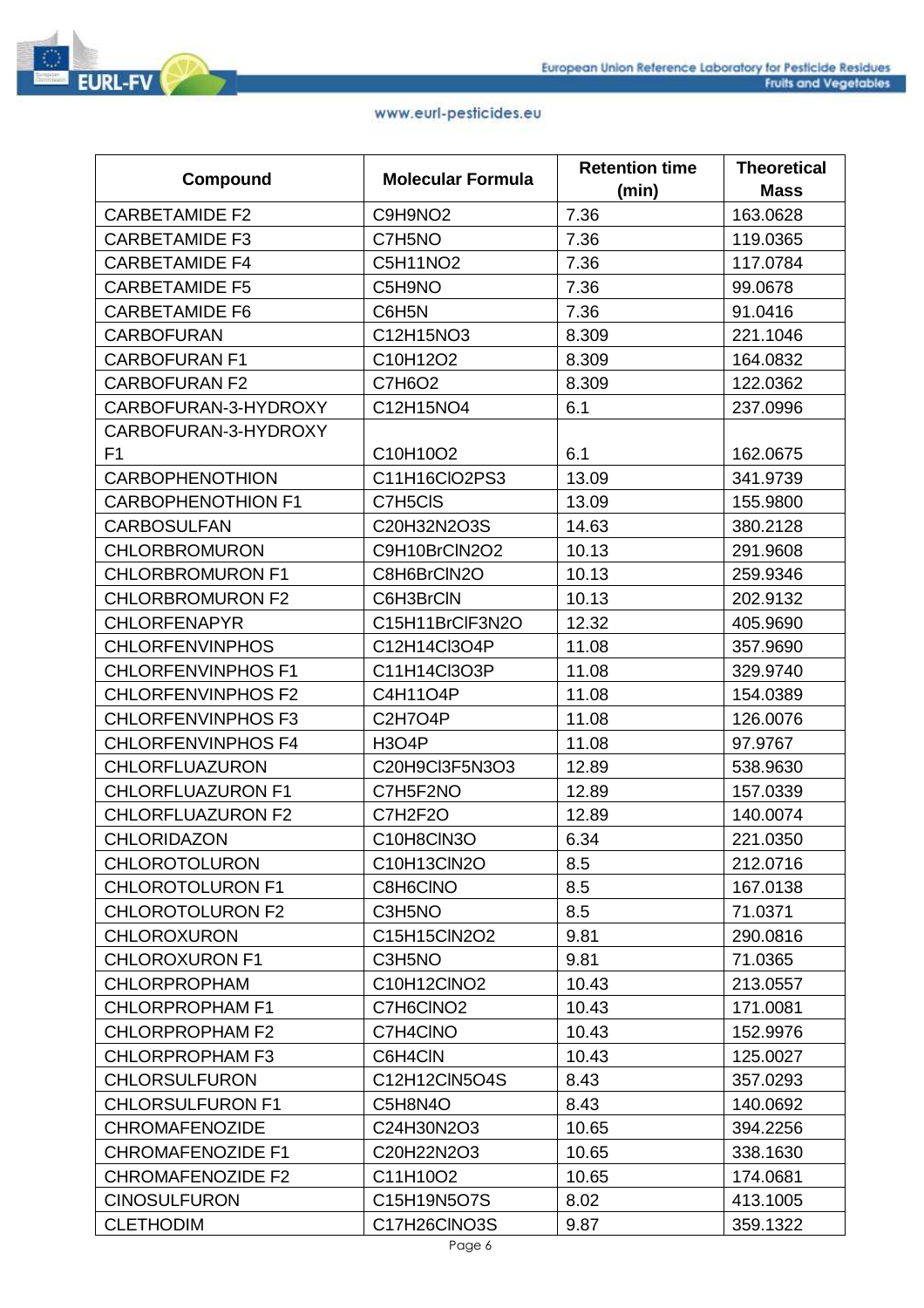| Compound | Molecular Formula | Retention time (min) | Theoretical Mass |
| --- | --- | --- | --- |
| CARBETAMIDE F2 | C9H9NO2 | 7.36 | 163.0628 |
| CARBETAMIDE F3 | C7H5NO | 7.36 | 119.0365 |
| CARBETAMIDE F4 | C5H11NO2 | 7.36 | 117.0784 |
| CARBETAMIDE F5 | C5H9NO | 7.36 | 99.0678 |
| CARBETAMIDE F6 | C6H5N | 7.36 | 91.0416 |
| CARBOFURAN | C12H15NO3 | 8.309 | 221.1046 |
| CARBOFURAN F1 | C10H12O2 | 8.309 | 164.0832 |
| CARBOFURAN F2 | C7H6O2 | 8.309 | 122.0362 |
| CARBOFURAN-3-HYDROXY | C12H15NO4 | 6.1 | 237.0996 |
| CARBOFURAN-3-HYDROXY F1 | C10H10O2 | 6.1 | 162.0675 |
| CARBOPHENOTHION | C11H16ClO2PS3 | 13.09 | 341.9739 |
| CARBOPHENOTHION F1 | C7H5ClS | 13.09 | 155.9800 |
| CARBOSULFAN | C20H32N2O3S | 14.63 | 380.2128 |
| CHLORBROMURON | C9H10BrClN2O2 | 10.13 | 291.9608 |
| CHLORBROMURON F1 | C8H6BrClN2O | 10.13 | 259.9346 |
| CHLORBROMURON F2 | C6H3BrClN | 10.13 | 202.9132 |
| CHLORFENAPYR | C15H11BrClF3N2O | 12.32 | 405.9690 |
| CHLORFENVINPHOS | C12H14Cl3O4P | 11.08 | 357.9690 |
| CHLORFENVINPHOS F1 | C11H14Cl3O3P | 11.08 | 329.9740 |
| CHLORFENVINPHOS F2 | C4H11O4P | 11.08 | 154.0389 |
| CHLORFENVINPHOS F3 | C2H7O4P | 11.08 | 126.0076 |
| CHLORFENVINPHOS F4 | H3O4P | 11.08 | 97.9767 |
| CHLORFLUAZURON | C20H9Cl3F5N3O3 | 12.89 | 538.9630 |
| CHLORFLUAZURON F1 | C7H5F2NO | 12.89 | 157.0339 |
| CHLORFLUAZURON F2 | C7H2F2O | 12.89 | 140.0074 |
| CHLORIDAZON | C10H8ClN3O | 6.34 | 221.0350 |
| CHLOROTOLURON | C10H13ClN2O | 8.5 | 212.0716 |
| CHLOROTOLURON F1 | C8H6ClNO | 8.5 | 167.0138 |
| CHLOROTOLURON F2 | C3H5NO | 8.5 | 71.0371 |
| CHLOROXURON | C15H15ClN2O2 | 9.81 | 290.0816 |
| CHLOROXURON F1 | C3H5NO | 9.81 | 71.0365 |
| CHLORPROPHAM | C10H12ClNO2 | 10.43 | 213.0557 |
| CHLORPROPHAM F1 | C7H6ClNO2 | 10.43 | 171.0081 |
| CHLORPROPHAM F2 | C7H4ClNO | 10.43 | 152.9976 |
| CHLORPROPHAM F3 | C6H4ClN | 10.43 | 125.0027 |
| CHLORSULFURON | C12H12ClN5O4S | 8.43 | 357.0293 |
| CHLORSULFURON F1 | C5H8N4O | 8.43 | 140.0692 |
| CHROMAFENOZIDE | C24H30N2O3 | 10.65 | 394.2256 |
| CHROMAFENOZIDE F1 | C20H22N2O3 | 10.65 | 338.1630 |
| CHROMAFENOZIDE F2 | C11H10O2 | 10.65 | 174.0681 |
| CINOSULFURON | C15H19N5O7S | 8.02 | 413.1005 |
| CLETHODIM | C17H26ClNO3S | 9.87 | 359.1322 |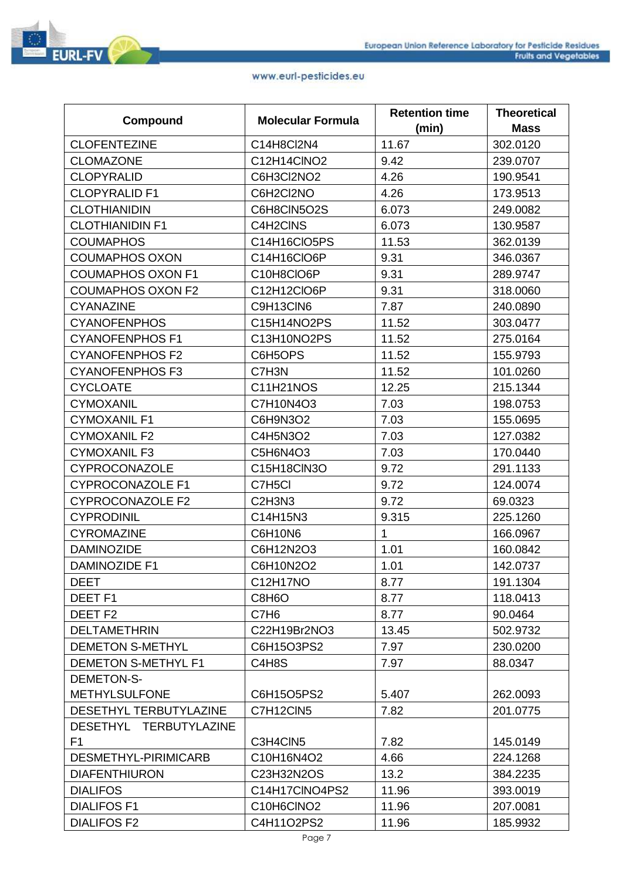| Compound | Molecular Formula | Retention time (min) | Theoretical Mass |
|---|---|---|---|
| CLOFENTEZINE | C14H8Cl2N4 | 11.67 | 302.0120 |
| CLOMAZONE | C12H14ClNO2 | 9.42 | 239.0707 |
| CLOPYRALID | C6H3Cl2NO2 | 4.26 | 190.9541 |
| CLOPYRALID F1 | C6H2Cl2NO | 4.26 | 173.9513 |
| CLOTHIANIDIN | C6H8ClN5O2S | 6.073 | 249.0082 |
| CLOTHIANIDIN F1 | C4H2ClNS | 6.073 | 130.9587 |
| COUMAPHOS | C14H16ClO5PS | 11.53 | 362.0139 |
| COUMAPHOS OXON | C14H16ClO6P | 9.31 | 346.0367 |
| COUMAPHOS OXON F1 | C10H8ClO6P | 9.31 | 289.9747 |
| COUMAPHOS OXON F2 | C12H12ClO6P | 9.31 | 318.0060 |
| CYANAZINE | C9H13ClN6 | 7.87 | 240.0890 |
| CYANOFENPHOS | C15H14NO2PS | 11.52 | 303.0477 |
| CYANOFENPHOS F1 | C13H10NO2PS | 11.52 | 275.0164 |
| CYANOFENPHOS F2 | C6H5OPS | 11.52 | 155.9793 |
| CYANOFENPHOS F3 | C7H3N | 11.52 | 101.0260 |
| CYCLOATE | C11H21NOS | 12.25 | 215.1344 |
| CYMOXANIL | C7H10N4O3 | 7.03 | 198.0753 |
| CYMOXANIL F1 | C6H9N3O2 | 7.03 | 155.0695 |
| CYMOXANIL F2 | C4H5N3O2 | 7.03 | 127.0382 |
| CYMOXANIL F3 | C5H6N4O3 | 7.03 | 170.0440 |
| CYPROCONAZOLE | C15H18ClN3O | 9.72 | 291.1133 |
| CYPROCONAZOLE F1 | C7H5Cl | 9.72 | 124.0074 |
| CYPROCONAZOLE F2 | C2H3N3 | 9.72 | 69.0323 |
| CYPRODINIL | C14H15N3 | 9.315 | 225.1260 |
| CYROMAZINE | C6H10N6 | 1 | 166.0967 |
| DAMINOZIDE | C6H12N2O3 | 1.01 | 160.0842 |
| DAMINOZIDE F1 | C6H10N2O2 | 1.01 | 142.0737 |
| DEET | C12H17NO | 8.77 | 191.1304 |
| DEET F1 | C8H6O | 8.77 | 118.0413 |
| DEET F2 | C7H6 | 8.77 | 90.0464 |
| DELTAMETHRIN | C22H19Br2NO3 | 13.45 | 502.9732 |
| DEMETON S-METHYL | C6H15O3PS2 | 7.97 | 230.0200 |
| DEMETON S-METHYL F1 | C4H8S | 7.97 | 88.0347 |
| DEMETON-S-METHYLSULFONE | C6H15O5PS2 | 5.407 | 262.0093 |
| DESETHYL TERBUTYLAZINE | C7H12ClN5 | 7.82 | 201.0775 |
| DESETHYL TERBUTYLAZINE F1 | C3H4ClN5 | 7.82 | 145.0149 |
| DESMETHYL-PIRIMICARB | C10H16N4O2 | 4.66 | 224.1268 |
| DIAFENTHIURON | C23H32N2OS | 13.2 | 384.2235 |
| DIALIFOS | C14H17ClNO4PS2 | 11.96 | 393.0019 |
| DIALIFOS F1 | C10H6ClNO2 | 11.96 | 207.0081 |
| DIALIFOS F2 | C4H11O2PS2 | 11.96 | 185.9932 |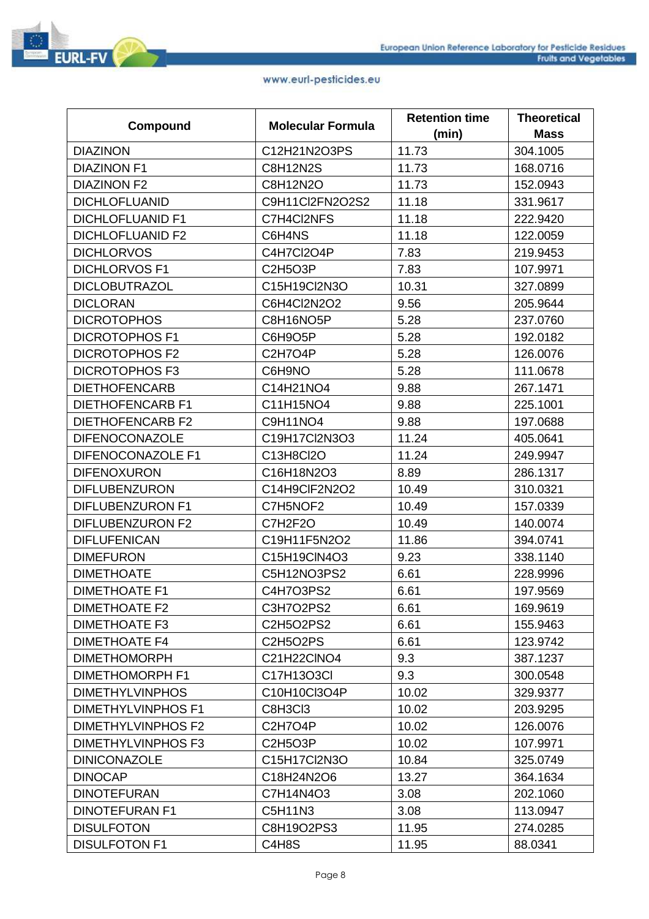| Compound | Molecular Formula | Retention time (min) | Theoretical Mass |
| --- | --- | --- | --- |
| DIAZINON | $C_{12}H_{21}N_2O_3PS$ | 11.73 | 304.1005 |
| DIAZINON F1 | $C_8H_{12}N_2S$ | 11.73 | 168.0716 |
| DIAZINON F2 | $C_8H_{12}N_2O$ | 11.73 | 152.0943 |
| DICHLOFLUANID | $C_9H_{11}Cl_2FN_2O_2S_2$ | 11.18 | 331.9617 |
| DICHLOFLUANID F1 | $C_7H_4Cl_2NFS$ | 11.18 | 222.9420 |
| DICHLOFLUANID F2 | $C_6H_4NS$ | 11.18 | 122.0059 |
| DICHLORVOS | $C_4H_7Cl_2O_4P$ | 7.83 | 219.9453 |
| DICHLORVOS F1 | $C_2H_5O_3P$ | 7.83 | 107.9971 |
| DICLOBUTRAZOL | $C_{15}H_{19}Cl_2N_3O$ | 10.31 | 327.0899 |
| DICLORAN | $C_6H_4Cl_2N_2O_2$ | 9.56 | 205.9644 |
| DICROTOPHOS | $C_8H_{16}NO_5P$ | 5.28 | 237.0760 |
| DICROTOPHOS F1 | $C_6H_9O_5P$ | 5.28 | 192.0182 |
| DICROTOPHOS F2 | $C_2H_7O_4P$ | 5.28 | 126.0076 |
| DICROTOPHOS F3 | $C_6H_9NO$ | 5.28 | 111.0678 |
| DIETHOFENCARB | $C_{14}H_{21}NO_4$ | 9.88 | 267.1471 |
| DIETHOFENCARB F1 | $C_{11}H_{15}NO_4$ | 9.88 | 225.1001 |
| DIETHOFENCARB F2 | $C_9H_{11}NO_4$ | 9.88 | 197.0688 |
| DIFENOCONAZOLE | $C_{19}H_{17}Cl_2N_3O_3$ | 11.24 | 405.0641 |
| DIFENOCONAZOLE F1 | $C_{13}H_8Cl_2O$ | 11.24 | 249.9947 |
| DIFENOXURON | $C_{16}H_{18}N_2O_3$ | 8.89 | 286.1317 |
| DIFLUBENZURON | $C_{14}H_9ClF_2N_2O_2$ | 10.49 | 310.0321 |
| DIFLUBENZURON F1 | $C_7H_5NOF_2$ | 10.49 | 157.0339 |
| DIFLUBENZURON F2 | $C_7H_2F_2O$ | 10.49 | 140.0074 |
| DIFLUFENICAN | $C_{19}H_{11}F_5N_2O_2$ | 11.86 | 394.0741 |
| DIMEFURON | $C_{15}H_{19}ClN_4O_3$ | 9.23 | 338.1140 |
| DIMETHOATE | $C_5H_{12}NO_3PS_2$ | 6.61 | 228.9996 |
| DIMETHOATE F1 | $C_4H_7O_3PS_2$ | 6.61 | 197.9569 |
| DIMETHOATE F2 | $C_3H_7O_2PS_2$ | 6.61 | 169.9619 |
| DIMETHOATE F3 | $C_2H_5O_2PS_2$ | 6.61 | 155.9463 |
| DIMETHOATE F4 | $C_2H_5O_2PS$ | 6.61 | 123.9742 |
| DIMETHOMORPH | $C_{21}H_{22}ClNO_4$ | 9.3 | 387.1237 |
| DIMETHOMORPH F1 | $C_{17}H_{13}O_3Cl$ | 9.3 | 300.0548 |
| DIMETHYLVINPHOS | $C_{10}H_{10}Cl_3O_4P$ | 10.02 | 329.9377 |
| DIMETHYLVINPHOS F1 | $C_8H_3Cl_3$ | 10.02 | 203.9295 |
| DIMETHYLVINPHOS F2 | $C_2H_7O_4P$ | 10.02 | 126.0076 |
| DIMETHYLVINPHOS F3 | $C_2H_5O_3P$ | 10.02 | 107.9971 |
| DINICONAZOLE | $C_{15}H_{17}Cl_2N_3O$ | 10.84 | 325.0749 |
| DINOCAP | $C_{18}H_{24}N_2O_6$ | 13.27 | 364.1634 |
| DINOTEFURAN | $C_7H_{14}N_4O_3$ | 3.08 | 202.1060 |
| DINOTEFURAN F1 | $C_5H_{11}N_3$ | 3.08 | 113.0947 |
| DISULFOTON | $C_8H_{19}O_2PS_3$ | 11.95 | 274.0285 |
| DISULFOTON F1 | $C_4H_8S$ | 11.95 | 88.0341 |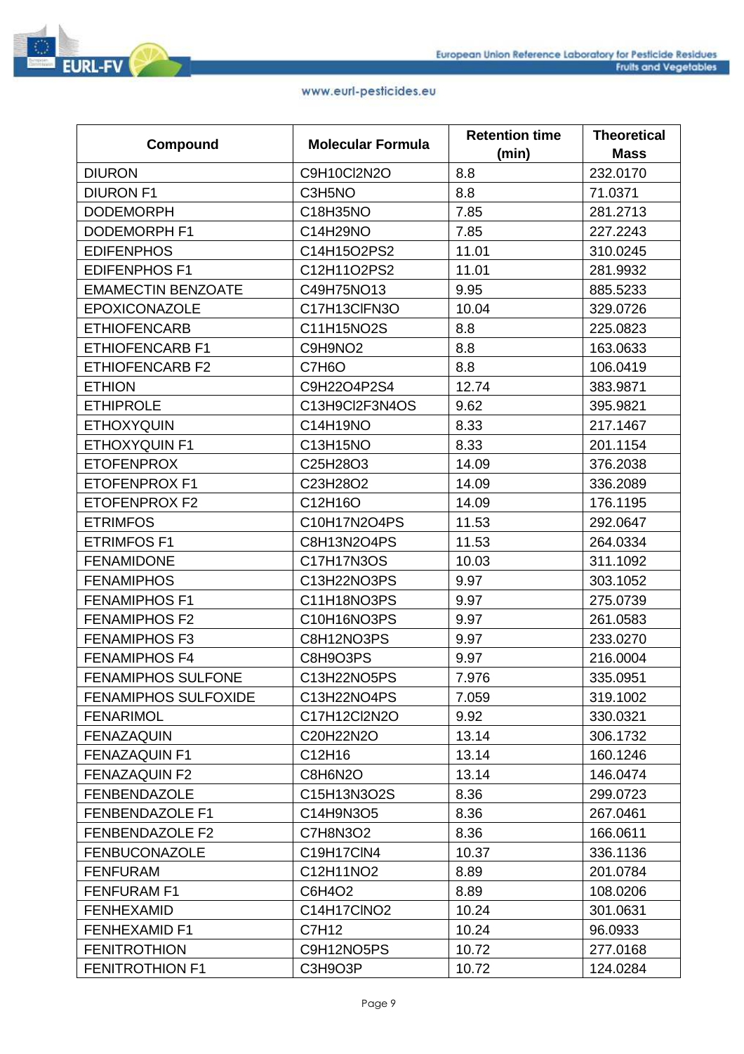| Compound | Molecular Formula | Retention time (min) | Theoretical Mass |
|---|---|---|---|
| DIURON | $C_9H_{10}Cl_2N_2O$ | 8.8 | 232.0170 |
| DIURON F1 | $C_3H_5NO$ | 8.8 | 71.0371 |
| DODEMORPH | $C_{18}H_{35}NO$ | 7.85 | 281.2713 |
| DODEMORPH F1 | $C_{14}H_{29}NO$ | 7.85 | 227.2243 |
| EDIFENPHOS | $C_{14}H_{15}O_2PS_2$ | 11.01 | 310.0245 |
| EDIFENPHOS F1 | $C_{12}H_{11}O_2PS_2$ | 11.01 | 281.9932 |
| EMAMECTIN BENZOATE | $C_{49}H_{75}NO_{13}$ | 9.95 | 885.5233 |
| EPOXICONAZOLE | $C_{17}H_{13}ClFN_3O$ | 10.04 | 329.0726 |
| ETHIOFENCARB | $C_{11}H_{15}NO_2S$ | 8.8 | 225.0823 |
| ETHIOFENCARB F1 | $C_9H_9NO_2$ | 8.8 | 163.0633 |
| ETHIOFENCARB F2 | $C_7H_6O$ | 8.8 | 106.0419 |
| ETHION | $C_9H_{22}O_4P_2S_4$ | 12.74 | 383.9871 |
| ETHIPROLE | $C_{13}H_9Cl_2F_3N_4OS$ | 9.62 | 395.9821 |
| ETHOXYQUIN | $C_{14}H_{19}NO$ | 8.33 | 217.1467 |
| ETHOXYQUIN F1 | $C_{13}H_{15}NO$ | 8.33 | 201.1154 |
| ETOFENPROX | $C_{25}H_{28}O_3$ | 14.09 | 376.2038 |
| ETOFENPROX F1 | $C_{23}H_{28}O_2$ | 14.09 | 336.2089 |
| ETOFENPROX F2 | $C_{12}H_{16}O$ | 14.09 | 176.1195 |
| ETRIMFOS | $C_{10}H_{17}N_2O_4PS$ | 11.53 | 292.0647 |
| ETRIMFOS F1 | $C_8H_{13}N_2O_4PS$ | 11.53 | 264.0334 |
| FENAMIDONE | $C_{17}H_{17}N_3OS$ | 10.03 | 311.1092 |
| FENAMIPHOS | $C_{13}H_{22}NO_3PS$ | 9.97 | 303.1052 |
| FENAMIPHOS F1 | $C_{11}H_{18}NO_3PS$ | 9.97 | 275.0739 |
| FENAMIPHOS F2 | $C_{10}H_{16}NO_3PS$ | 9.97 | 261.0583 |
| FENAMIPHOS F3 | $C_8H_{12}NO_3PS$ | 9.97 | 233.0270 |
| FENAMIPHOS F4 | $C_8H_9O_3PS$ | 9.97 | 216.0004 |
| FENAMIPHOS SULFONE | $C_{13}H_{22}NO_5PS$ | 7.976 | 335.0951 |
| FENAMIPHOS SULFOXIDE | $C_{13}H_{22}NO_4PS$ | 7.059 | 319.1002 |
| FENARIMOL | $C_{17}H_{12}Cl_2N_2O$ | 9.92 | 330.0321 |
| FENAZAQUIN | $C_{20}H_{22}N_2O$ | 13.14 | 306.1732 |
| FENAZAQUIN F1 | $C_{12}H_{16}$ | 13.14 | 160.1246 |
| FENAZAQUIN F2 | $C_8H_6N_2O$ | 13.14 | 146.0474 |
| FENBENDAZOLE | $C_{15}H_{13}N_3O_2S$ | 8.36 | 299.0723 |
| FENBENDAZOLE F1 | $C_{14}H_9N_3O_5$ | 8.36 | 267.0461 |
| FENBENDAZOLE F2 | $C_7H_8N_3O_2$ | 8.36 | 166.0611 |
| FENBUCONAZOLE | $C_{19}H_{17}ClN_4$ | 10.37 | 336.1136 |
| FENFURAM | $C_{12}H_{11}NO_2$ | 8.89 | 201.0784 |
| FENFURAM F1 | $C_6H_4O_2$ | 8.89 | 108.0206 |
| FENHEXAMID | $C_{14}H_{17}ClNO_2$ | 10.24 | 301.0631 |
| FENHEXAMID F1 | $C_7H_{12}$ | 10.24 | 96.0933 |
| FENITROTHION | $C_9H_{12}NO_5PS$ | 10.72 | 277.0168 |
| FENITROTHION F1 | $C_3H_9O_3P$ | 10.72 | 124.0284 |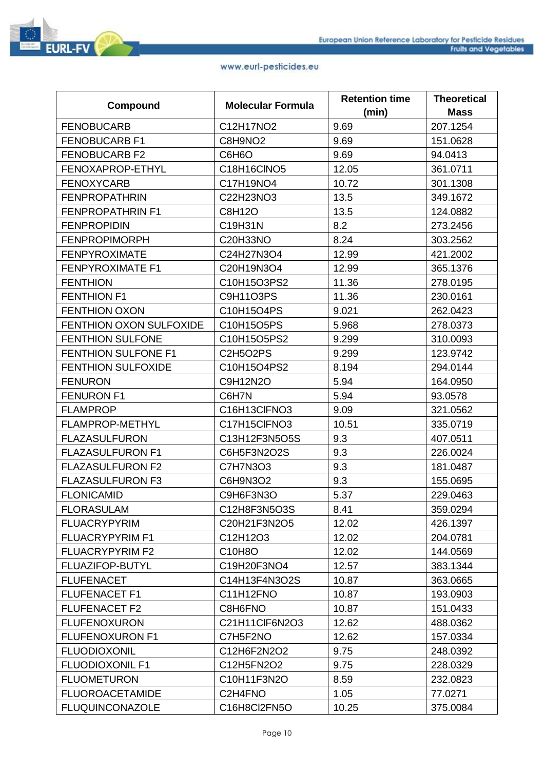| Compound | Molecular Formula | Retention time (min) | Theoretical Mass |
|---|---|---|---|
| FENOBUCARB | $C_{12}H_{17}NO_2$ | 9.69 | 207.1254 |
| FENOBUCARB F1 | $C_8H_9NO_2$ | 9.69 | 151.0628 |
| FENOBUCARB F2 | $C_6H_6O$ | 9.69 | 94.0413 |
| FENOXAPROP-ETHYL | $C_{18}H_{16}ClNO_5$ | 12.05 | 361.0711 |
| FENOXYCARB | $C_{17}H_{19}NO_4$ | 10.72 | 301.1308 |
| FENPROPATHRIN | $C_{22}H_{23}NO_3$ | 13.5 | 349.1672 |
| FENPROPATHRIN F1 | $C_8H_{12}O$ | 13.5 | 124.0882 |
| FENPROPIDIN | $C_{19}H_{31}N$ | 8.2 | 273.2456 |
| FENPROPIMORPH | $C_{20}H_{33}NO$ | 8.24 | 303.2562 |
| FENPYROXIMATE | $C_{24}H_{27}N_3O_4$ | 12.99 | 421.2002 |
| FENPYROXIMATE F1 | $C_{20}H_{19}N_3O_4$ | 12.99 | 365.1376 |
| FENTHION | $C_{10}H_{15}O_3PS_2$ | 11.36 | 278.0195 |
| FENTHION F1 | $C_9H_{11}O_3PS$ | 11.36 | 230.0161 |
| FENTHION OXON | $C_{10}H_{15}O_4PS$ | 9.021 | 262.0423 |
| FENTHION OXON SULFOXIDE | $C_{10}H_{15}O_5PS$ | 5.968 | 278.0373 |
| FENTHION SULFONE | $C_{10}H_{15}O_5PS_2$ | 9.299 | 310.0093 |
| FENTHION SULFONE F1 | $C_2H_5O_2PS$ | 9.299 | 123.9742 |
| FENTHION SULFOXIDE | $C_{10}H_{15}O_4PS_2$ | 8.194 | 294.0144 |
| FENURON | $C_9H_{12}N_2O$ | 5.94 | 164.0950 |
| FENURON F1 | $C_6H_7N$ | 5.94 | 93.0578 |
| FLAMPROP | $C_{16}H_{13}ClFNO_3$ | 9.09 | 321.0562 |
| FLAMPROP-METHYL | $C_{17}H_{15}ClFNO_3$ | 10.51 | 335.0719 |
| FLAZASULFURON | $C_{13}H_{12}F_3N_5O_5S$ | 9.3 | 407.0511 |
| FLAZASULFURON F1 | $C_6H_5F_3N_2O_2S$ | 9.3 | 226.0024 |
| FLAZASULFURON F2 | $C_7H_7N_3O_3$ | 9.3 | 181.0487 |
| FLAZASULFURON F3 | $C_6H_9N_3O_2$ | 9.3 | 155.0695 |
| FLONICAMID | $C_9H_6F_3N_3O$ | 5.37 | 229.0463 |
| FLORASULAM | $C_{12}H_8F_3N_5O_3S$ | 8.41 | 359.0294 |
| FLUACRYPYRIM | $C_{20}H_{21}F_3N_2O_5$ | 12.02 | 426.1397 |
| FLUACRYPYRIM F1 | $C_{12}H_{12}O_3$ | 12.02 | 204.0781 |
| FLUACRYPYRIM F2 | $C_{10}H_8O$ | 12.02 | 144.0569 |
| FLUAZIFOP-BUTYL | $C_{19}H_{20}F_3NO_4$ | 12.57 | 383.1344 |
| FLUFENACET | $C_{14}H_{13}F_4N_3O_2S$ | 10.87 | 363.0665 |
| FLUFENACET F1 | $C_{11}H_{12}FNO$ | 10.87 | 193.0903 |
| FLUFENACET F2 | $C_8H_6FNO$ | 10.87 | 151.0433 |
| FLUFENOXURON | $C_{21}H_{11}ClF_6N_2O_3$ | 12.62 | 488.0362 |
| FLUFENOXURON F1 | $C_7H_5F_2NO$ | 12.62 | 157.0334 |
| FLUODIOXONIL | $C_{12}H_6F_2N_2O_2$ | 9.75 | 248.0392 |
| FLUODIOXONIL F1 | $C_{12}H_5FN_2O_2$ | 9.75 | 228.0329 |
| FLUOMETURON | $C_{10}H_{11}F_3N_2O$ | 8.59 | 232.0823 |
| FLUOROACETAMIDE | $C_2H_4FNO$ | 1.05 | 77.0271 |
| FLUQUINCONAZOLE | $C_{16}H_8Cl_2FN_5O$ | 10.25 | 375.0084 |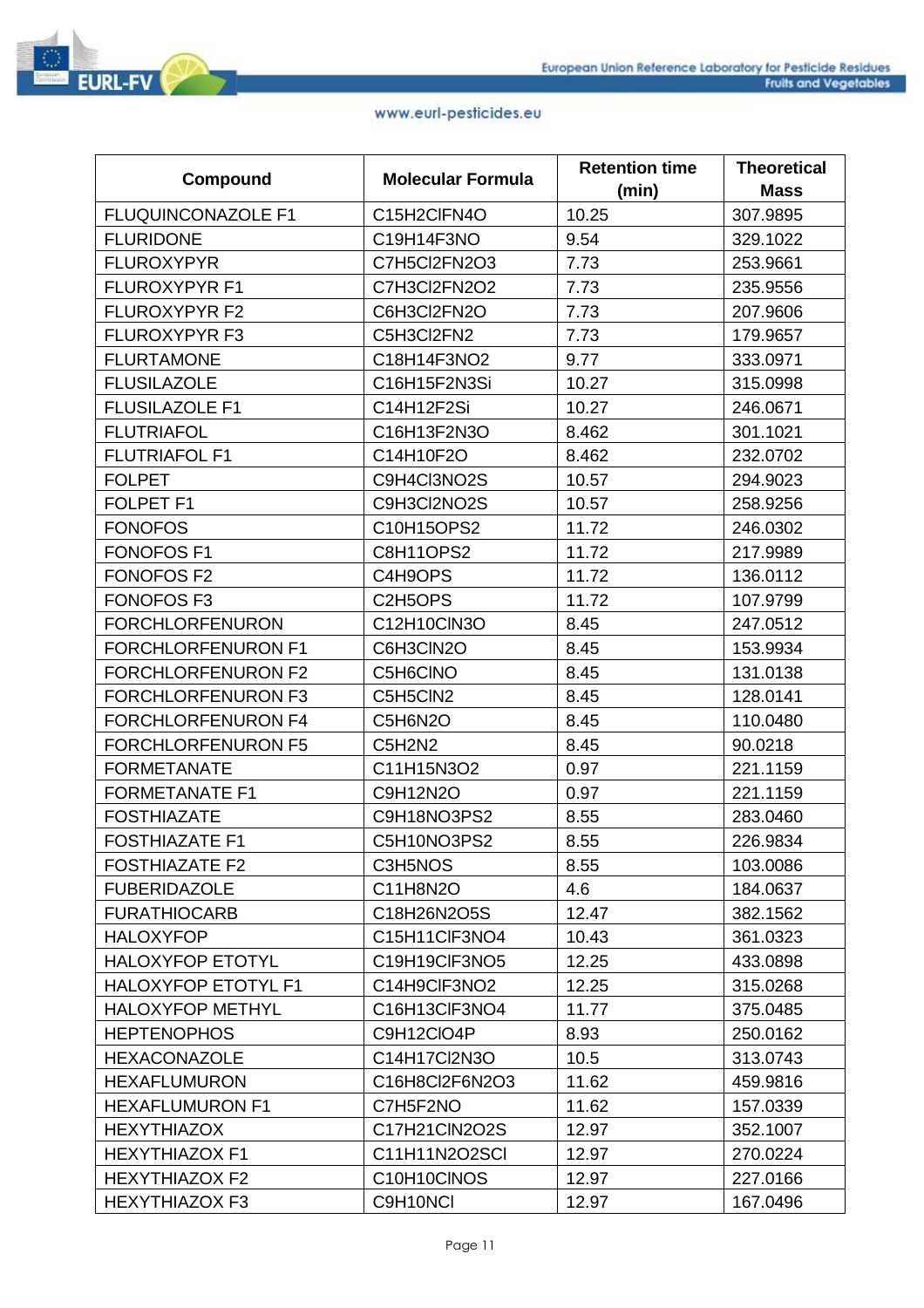| Compound | Molecular Formula | Retention time (min) | Theoretical Mass |
|---|---|---|---|
| FLUQUINCONAZOLE F1 | C15H2ClFN4O | 10.25 | 307.9895 |
| FLURIDONE | C19H14F3NO | 9.54 | 329.1022 |
| FLUROXYPYR | C7H5Cl2FN2O3 | 7.73 | 253.9661 |
| FLUROXYPYR F1 | C7H3Cl2FN2O2 | 7.73 | 235.9556 |
| FLUROXYPYR F2 | C6H3Cl2FN2O | 7.73 | 207.9606 |
| FLUROXYPYR F3 | C5H3Cl2FN2 | 7.73 | 179.9657 |
| FLURTAMONE | C18H14F3NO2 | 9.77 | 333.0971 |
| FLUSILAZOLE | C16H15F2N3Si | 10.27 | 315.0998 |
| FLUSILAZOLE F1 | C14H12F2Si | 10.27 | 246.0671 |
| FLUTRIAFOL | C16H13F2N3O | 8.462 | 301.1021 |
| FLUTRIAFOL F1 | C14H10F2O | 8.462 | 232.0702 |
| FOLPET | C9H4Cl3NO2S | 10.57 | 294.9023 |
| FOLPET F1 | C9H3Cl2NO2S | 10.57 | 258.9256 |
| FONOFOS | C10H15OPS2 | 11.72 | 246.0302 |
| FONOFOS F1 | C8H11OPS2 | 11.72 | 217.9989 |
| FONOFOS F2 | C4H9OPS | 11.72 | 136.0112 |
| FONOFOS F3 | C2H5OPS | 11.72 | 107.9799 |
| FORCHLORFENURON | C12H10ClN3O | 8.45 | 247.0512 |
| FORCHLORFENURON F1 | C6H3ClN2O | 8.45 | 153.9934 |
| FORCHLORFENURON F2 | C5H6ClNO | 8.45 | 131.0138 |
| FORCHLORFENURON F3 | C5H5ClN2 | 8.45 | 128.0141 |
| FORCHLORFENURON F4 | C5H6N2O | 8.45 | 110.0480 |
| FORCHLORFENURON F5 | C5H2N2 | 8.45 | 90.0218 |
| FORMETANATE | C11H15N3O2 | 0.97 | 221.1159 |
| FORMETANATE F1 | C9H12N2O | 0.97 | 221.1159 |
| FOSTHIAZATE | C9H18NO3PS2 | 8.55 | 283.0460 |
| FOSTHIAZATE F1 | C5H10NO3PS2 | 8.55 | 226.9834 |
| FOSTHIAZATE F2 | C3H5NOS | 8.55 | 103.0086 |
| FUBERIDAZOLE | C11H8N2O | 4.6 | 184.0637 |
| FURATHIOCARB | C18H26N2O5S | 12.47 | 382.1562 |
| HALOXYFOP | C15H11ClF3NO4 | 10.43 | 361.0323 |
| HALOXYFOP ETOTYL | C19H19ClF3NO5 | 12.25 | 433.0898 |
| HALOXYFOP ETOTYL F1 | C14H9ClF3NO2 | 12.25 | 315.0268 |
| HALOXYFOP METHYL | C16H13ClF3NO4 | 11.77 | 375.0485 |
| HEPTENOPHOS | C9H12ClO4P | 8.93 | 250.0162 |
| HEXACONAZOLE | C14H17Cl2N3O | 10.5 | 313.0743 |
| HEXAFLUMURON | C16H8Cl2F6N2O3 | 11.62 | 459.9816 |
| HEXAFLUMURON F1 | C7H5F2NO | 11.62 | 157.0339 |
| HEXYTHIAZOX | C17H21ClN2O2S | 12.97 | 352.1007 |
| HEXYTHIAZOX F1 | C11H11N2O2SCl | 12.97 | 270.0224 |
| HEXYTHIAZOX F2 | C10H10ClNOS | 12.97 | 227.0166 |
| HEXYTHIAZOX F3 | C9H10NCl | 12.97 | 167.0496 |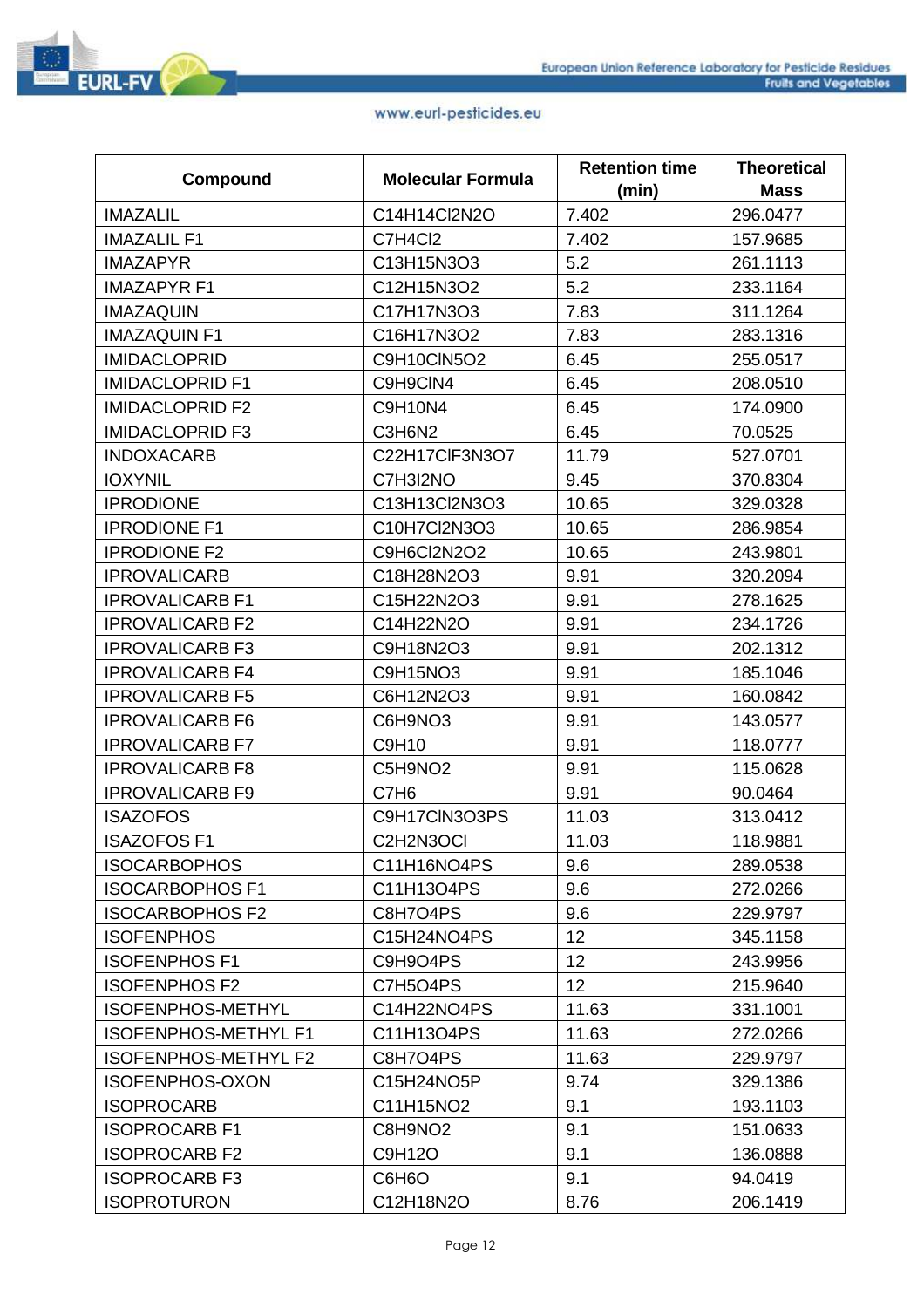| Compound | Molecular Formula | Retention time (min) | Theoretical Mass |
|---|---|---|---|
| IMAZALIL | C14H14Cl2N2O | 7.402 | 296.0477 |
| IMAZALIL F1 | C7H4Cl2 | 7.402 | 157.9685 |
| IMAZAPYR | C13H15N3O3 | 5.2 | 261.1113 |
| IMAZAPYR F1 | C12H15N3O2 | 5.2 | 233.1164 |
| IMAZAQUIN | C17H17N3O3 | 7.83 | 311.1264 |
| IMAZAQUIN F1 | C16H17N3O2 | 7.83 | 283.1316 |
| IMIDACLOPRID | C9H10ClN5O2 | 6.45 | 255.0517 |
| IMIDACLOPRID F1 | C9H9ClN4 | 6.45 | 208.0510 |
| IMIDACLOPRID F2 | C9H10N4 | 6.45 | 174.0900 |
| IMIDACLOPRID F3 | C3H6N2 | 6.45 | 70.0525 |
| INDOXACARB | C22H17ClF3N3O7 | 11.79 | 527.0701 |
| IOXYNIL | C7H3I2NO | 9.45 | 370.8304 |
| IPRODIONE | C13H13Cl2N3O3 | 10.65 | 329.0328 |
| IPRODIONE F1 | C10H7Cl2N3O3 | 10.65 | 286.9854 |
| IPRODIONE F2 | C9H6Cl2N2O2 | 10.65 | 243.9801 |
| IPROVALICARB | C18H28N2O3 | 9.91 | 320.2094 |
| IPROVALICARB F1 | C15H22N2O3 | 9.91 | 278.1625 |
| IPROVALICARB F2 | C14H22N2O | 9.91 | 234.1726 |
| IPROVALICARB F3 | C9H18N2O3 | 9.91 | 202.1312 |
| IPROVALICARB F4 | C9H15NO3 | 9.91 | 185.1046 |
| IPROVALICARB F5 | C6H12N2O3 | 9.91 | 160.0842 |
| IPROVALICARB F6 | C6H9NO3 | 9.91 | 143.0577 |
| IPROVALICARB F7 | C9H10 | 9.91 | 118.0777 |
| IPROVALICARB F8 | C5H9NO2 | 9.91 | 115.0628 |
| IPROVALICARB F9 | C7H6 | 9.91 | 90.0464 |
| ISAZOFOS | C9H17ClN3O3PS | 11.03 | 313.0412 |
| ISAZOFOS F1 | C2H2N3OCl | 11.03 | 118.9881 |
| ISOCARBOPHOS | C11H16NO4PS | 9.6 | 289.0538 |
| ISOCARBOPHOS F1 | C11H13O4PS | 9.6 | 272.0266 |
| ISOCARBOPHOS F2 | C8H7O4PS | 9.6 | 229.9797 |
| ISOFENPHOS | C15H24NO4PS | 12 | 345.1158 |
| ISOFENPHOS F1 | C9H9O4PS | 12 | 243.9956 |
| ISOFENPHOS F2 | C7H5O4PS | 12 | 215.9640 |
| ISOFENPHOS-METHYL | C14H22NO4PS | 11.63 | 331.1001 |
| ISOFENPHOS-METHYL F1 | C11H13O4PS | 11.63 | 272.0266 |
| ISOFENPHOS-METHYL F2 | C8H7O4PS | 11.63 | 229.9797 |
| ISOFENPHOS-OXON | C15H24NO5P | 9.74 | 329.1386 |
| ISOPROCARB | C11H15NO2 | 9.1 | 193.1103 |
| ISOPROCARB F1 | C8H9NO2 | 9.1 | 151.0633 |
| ISOPROCARB F2 | C9H12O | 9.1 | 136.0888 |
| ISOPROCARB F3 | C6H6O | 9.1 | 94.0419 |
| ISOPROTURON | C12H18N2O | 8.76 | 206.1419 |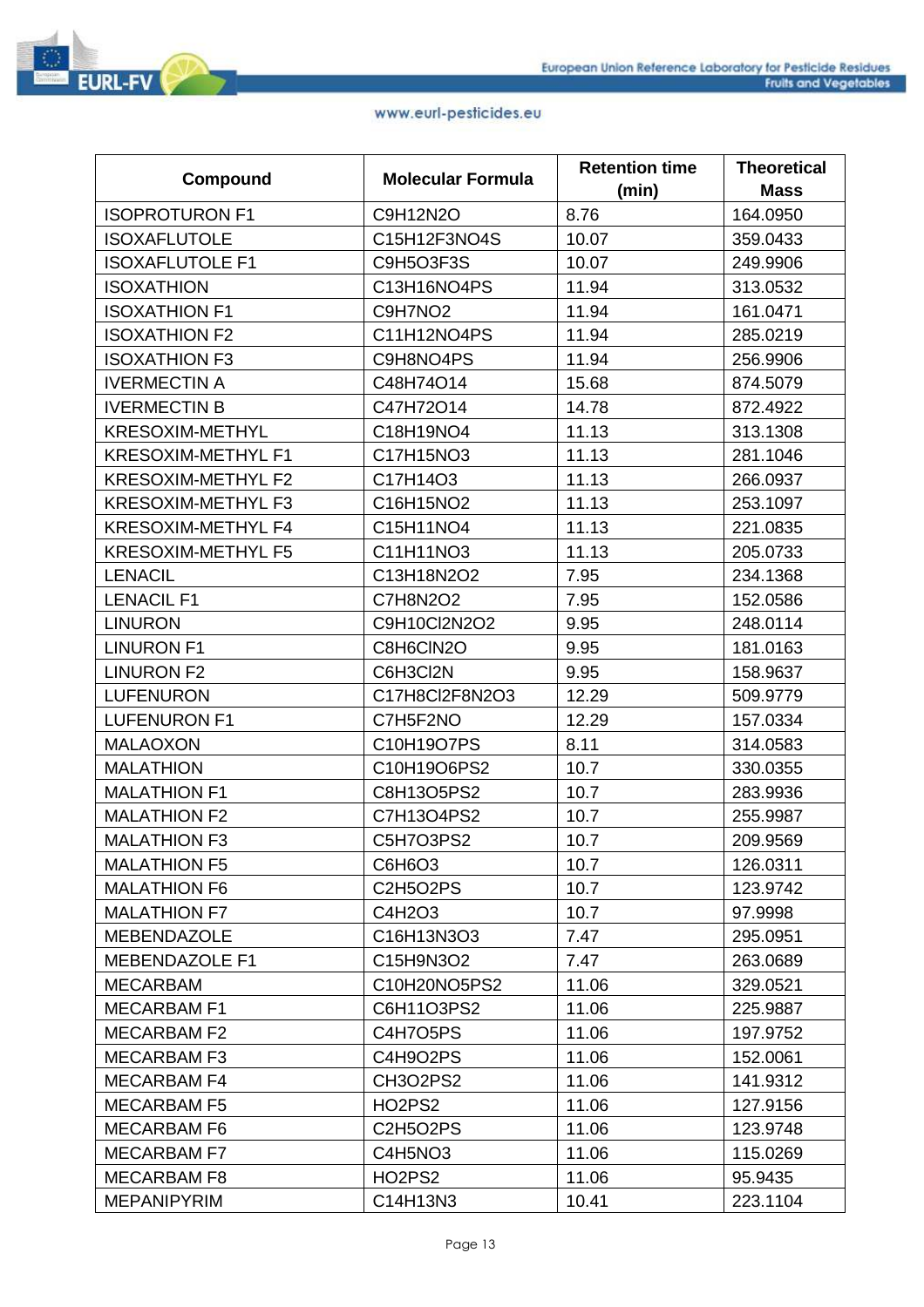| Compound | Molecular Formula | Retention time (min) | Theoretical Mass |
|---|---|---|---|
| ISOPROTURON F1 | C9H12N2O | 8.76 | 164.0950 |
| ISOXAFLUTOLE | C15H12F3NO4S | 10.07 | 359.0433 |
| ISOXAFLUTOLE F1 | C9H5O3F3S | 10.07 | 249.9906 |
| ISOXATHION | C13H16NO4PS | 11.94 | 313.0532 |
| ISOXATHION F1 | C9H7NO2 | 11.94 | 161.0471 |
| ISOXATHION F2 | C11H12NO4PS | 11.94 | 285.0219 |
| ISOXATHION F3 | C9H8NO4PS | 11.94 | 256.9906 |
| IVERMECTIN A | C48H74O14 | 15.68 | 874.5079 |
| IVERMECTIN B | C47H72O14 | 14.78 | 872.4922 |
| KRESOXIM-METHYL | C18H19NO4 | 11.13 | 313.1308 |
| KRESOXIM-METHYL F1 | C17H15NO3 | 11.13 | 281.1046 |
| KRESOXIM-METHYL F2 | C17H14O3 | 11.13 | 266.0937 |
| KRESOXIM-METHYL F3 | C16H15NO2 | 11.13 | 253.1097 |
| KRESOXIM-METHYL F4 | C15H11NO4 | 11.13 | 221.0835 |
| KRESOXIM-METHYL F5 | C11H11NO3 | 11.13 | 205.0733 |
| LENACIL | C13H18N2O2 | 7.95 | 234.1368 |
| LENACIL F1 | C7H8N2O2 | 7.95 | 152.0586 |
| LINURON | C9H10Cl2N2O2 | 9.95 | 248.0114 |
| LINURON F1 | C8H6ClN2O | 9.95 | 181.0163 |
| LINURON F2 | C6H3Cl2N | 9.95 | 158.9637 |
| LUFENURON | C17H8Cl2F8N2O3 | 12.29 | 509.9779 |
| LUFENURON F1 | C7H5F2NO | 12.29 | 157.0334 |
| MALAOXON | C10H19O7PS | 8.11 | 314.0583 |
| MALATHION | C10H19O6PS2 | 10.7 | 330.0355 |
| MALATHION F1 | C8H13O5PS2 | 10.7 | 283.9936 |
| MALATHION F2 | C7H13O4PS2 | 10.7 | 255.9987 |
| MALATHION F3 | C5H7O3PS2 | 10.7 | 209.9569 |
| MALATHION F5 | C6H6O3 | 10.7 | 126.0311 |
| MALATHION F6 | C2H5O2PS | 10.7 | 123.9742 |
| MALATHION F7 | C4H2O3 | 10.7 | 97.9998 |
| MEBENDAZOLE | C16H13N3O3 | 7.47 | 295.0951 |
| MEBENDAZOLE F1 | C15H9N3O2 | 7.47 | 263.0689 |
| MECARBAM | C10H20NO5PS2 | 11.06 | 329.0521 |
| MECARBAM F1 | C6H11O3PS2 | 11.06 | 225.9887 |
| MECARBAM F2 | C4H7O5PS | 11.06 | 197.9752 |
| MECARBAM F3 | C4H9O2PS | 11.06 | 152.0061 |
| MECARBAM F4 | CH3O2PS2 | 11.06 | 141.9312 |
| MECARBAM F5 | HO2PS2 | 11.06 | 127.9156 |
| MECARBAM F6 | C2H5O2PS | 11.06 | 123.9748 |
| MECARBAM F7 | C4H5NO3 | 11.06 | 115.0269 |
| MECARBAM F8 | HO2PS2 | 11.06 | 95.9435 |
| MEPANIPYRIM | C14H13N3 | 10.41 | 223.1104 |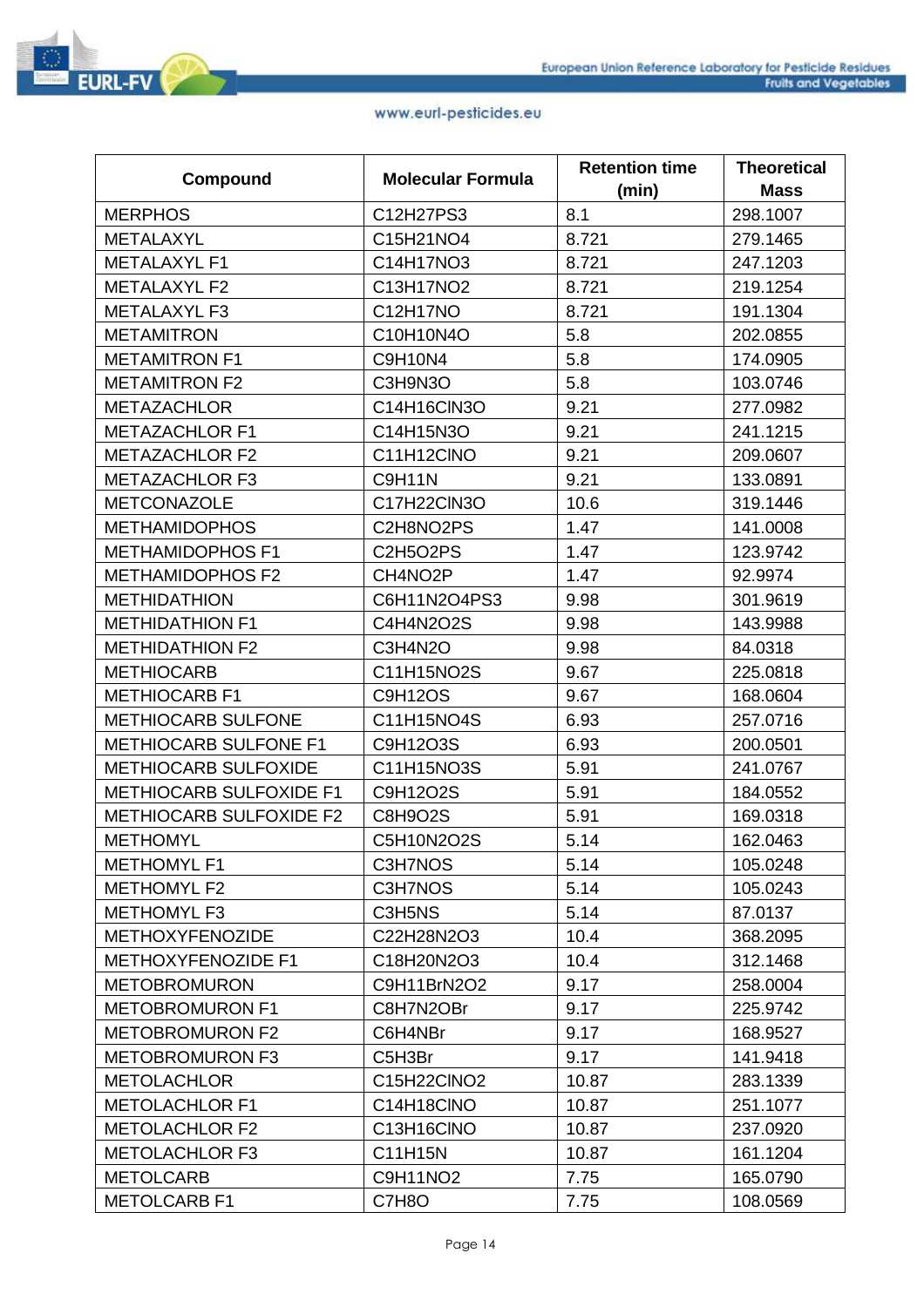| Compound | Molecular Formula | Retention time (min) | Theoretical Mass |
|---|---|---|---|
| MERPHOS | C12H27PS3 | 8.1 | 298.1007 |
| METALAXYL | C15H21NO4 | 8.721 | 279.1465 |
| METALAXYL F1 | C14H17NO3 | 8.721 | 247.1203 |
| METALAXYL F2 | C13H17NO2 | 8.721 | 219.1254 |
| METALAXYL F3 | C12H17NO | 8.721 | 191.1304 |
| METAMITRON | C10H10N4O | 5.8 | 202.0855 |
| METAMITRON F1 | C9H10N4 | 5.8 | 174.0905 |
| METAMITRON F2 | C3H9N3O | 5.8 | 103.0746 |
| METAZACHLOR | C14H16ClN3O | 9.21 | 277.0982 |
| METAZACHLOR F1 | C14H15N3O | 9.21 | 241.1215 |
| METAZACHLOR F2 | C11H12ClNO | 9.21 | 209.0607 |
| METAZACHLOR F3 | C9H11N | 9.21 | 133.0891 |
| METCONAZOLE | C17H22ClN3O | 10.6 | 319.1446 |
| METHAMIDOPHOS | C2H8NO2PS | 1.47 | 141.0008 |
| METHAMIDOPHOS F1 | C2H5O2PS | 1.47 | 123.9742 |
| METHAMIDOPHOS F2 | CH4NO2P | 1.47 | 92.9974 |
| METHIDATHION | C6H11N2O4PS3 | 9.98 | 301.9619 |
| METHIDATHION F1 | C4H4N2O2S | 9.98 | 143.9988 |
| METHIDATHION F2 | C3H4N2O | 9.98 | 84.0318 |
| METHIOCARB | C11H15NO2S | 9.67 | 225.0818 |
| METHIOCARB F1 | C9H12OS | 9.67 | 168.0604 |
| METHIOCARB SULFONE | C11H15NO4S | 6.93 | 257.0716 |
| METHIOCARB SULFONE F1 | C9H12O3S | 6.93 | 200.0501 |
| METHIOCARB SULFOXIDE | C11H15NO3S | 5.91 | 241.0767 |
| METHIOCARB SULFOXIDE F1 | C9H12O2S | 5.91 | 184.0552 |
| METHIOCARB SULFOXIDE F2 | C8H9O2S | 5.91 | 169.0318 |
| METHOMYL | C5H10N2O2S | 5.14 | 162.0463 |
| METHOMYL F1 | C3H7NOS | 5.14 | 105.0248 |
| METHOMYL F2 | C3H7NOS | 5.14 | 105.0243 |
| METHOMYL F3 | C3H5NS | 5.14 | 87.0137 |
| METHOXYFENOZIDE | C22H28N2O3 | 10.4 | 368.2095 |
| METHOXYFENOZIDE F1 | C18H20N2O3 | 10.4 | 312.1468 |
| METOBROMURON | C9H11BrN2O2 | 9.17 | 258.0004 |
| METOBROMURON F1 | C8H7N2OBr | 9.17 | 225.9742 |
| METOBROMURON F2 | C6H4NBr | 9.17 | 168.9527 |
| METOBROMURON F3 | C5H3Br | 9.17 | 141.9418 |
| METOLACHLOR | C15H22ClNO2 | 10.87 | 283.1339 |
| METOLACHLOR F1 | C14H18ClNO | 10.87 | 251.1077 |
| METOLACHLOR F2 | C13H16ClNO | 10.87 | 237.0920 |
| METOLACHLOR F3 | C11H15N | 10.87 | 161.1204 |
| METOLCARB | C9H11NO2 | 7.75 | 165.0790 |
| METOLCARB F1 | C7H8O | 7.75 | 108.0569 |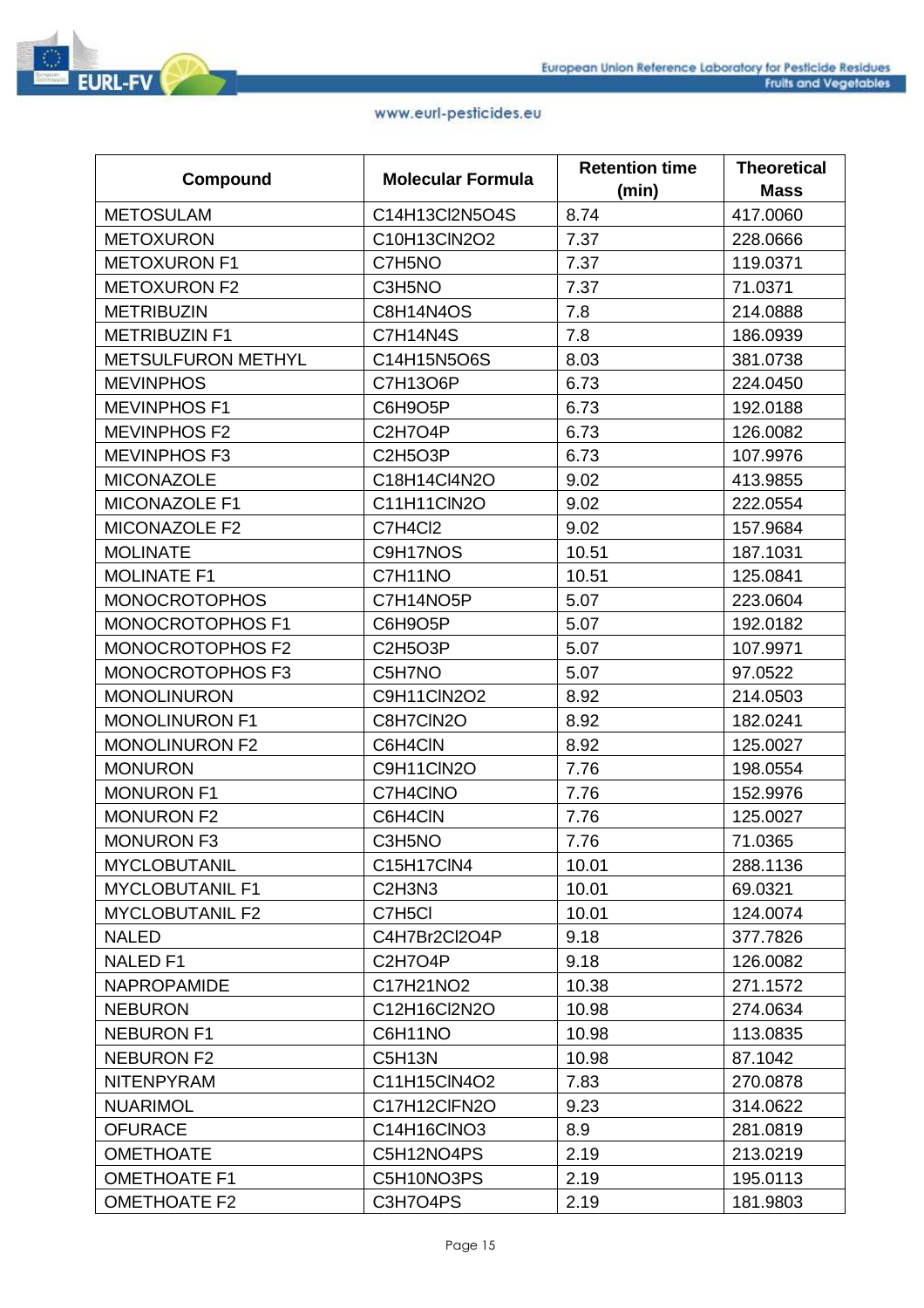| Compound | Molecular Formula | Retention time (min) | Theoretical Mass |
|---|---|---|---|
| METOSULAM | C14H13Cl2N5O4S | 8.74 | 417.0060 |
| METOXURON | C10H13ClN2O2 | 7.37 | 228.0666 |
| METOXURON F1 | C7H5NO | 7.37 | 119.0371 |
| METOXURON F2 | C3H5NO | 7.37 | 71.0371 |
| METRIBUZIN | C8H14N4OS | 7.8 | 214.0888 |
| METRIBUZIN F1 | C7H14N4S | 7.8 | 186.0939 |
| METSULFURON METHYL | C14H15N5O6S | 8.03 | 381.0738 |
| MEVINPHOS | C7H13O6P | 6.73 | 224.0450 |
| MEVINPHOS F1 | C6H9O5P | 6.73 | 192.0188 |
| MEVINPHOS F2 | C2H7O4P | 6.73 | 126.0082 |
| MEVINPHOS F3 | C2H5O3P | 6.73 | 107.9976 |
| MICONAZOLE | C18H14Cl4N2O | 9.02 | 413.9855 |
| MICONAZOLE F1 | C11H11ClN2O | 9.02 | 222.0554 |
| MICONAZOLE F2 | C7H4Cl2 | 9.02 | 157.9684 |
| MOLINATE | C9H17NOS | 10.51 | 187.1031 |
| MOLINATE F1 | C7H11NO | 10.51 | 125.0841 |
| MONOCROTOPHOS | C7H14NO5P | 5.07 | 223.0604 |
| MONOCROTOPHOS F1 | C6H9O5P | 5.07 | 192.0182 |
| MONOCROTOPHOS F2 | C2H5O3P | 5.07 | 107.9971 |
| MONOCROTOPHOS F3 | C5H7NO | 5.07 | 97.0522 |
| MONOLINURON | C9H11ClN2O2 | 8.92 | 214.0503 |
| MONOLINURON F1 | C8H7ClN2O | 8.92 | 182.0241 |
| MONOLINURON F2 | C6H4ClN | 8.92 | 125.0027 |
| MONURON | C9H11ClN2O | 7.76 | 198.0554 |
| MONURON F1 | C7H4ClNO | 7.76 | 152.9976 |
| MONURON F2 | C6H4ClN | 7.76 | 125.0027 |
| MONURON F3 | C3H5NO | 7.76 | 71.0365 |
| MYCLOBUTANIL | C15H17ClN4 | 10.01 | 288.1136 |
| MYCLOBUTANIL F1 | C2H3N3 | 10.01 | 69.0321 |
| MYCLOBUTANIL F2 | C7H5Cl | 10.01 | 124.0074 |
| NALED | C4H7Br2Cl2O4P | 9.18 | 377.7826 |
| NALED F1 | C2H7O4P | 9.18 | 126.0082 |
| NAPROPAMIDE | C17H21NO2 | 10.38 | 271.1572 |
| NEBURON | C12H16Cl2N2O | 10.98 | 274.0634 |
| NEBURON F1 | C6H11NO | 10.98 | 113.0835 |
| NEBURON F2 | C5H13N | 10.98 | 87.1042 |
| NITENPYRAM | C11H15ClN4O2 | 7.83 | 270.0878 |
| NUARIMOL | C17H12ClFN2O | 9.23 | 314.0622 |
| OFURACE | C14H16ClNO3 | 8.9 | 281.0819 |
| OMETHOATE | C5H12NO4PS | 2.19 | 213.0219 |
| OMETHOATE F1 | C5H10NO3PS | 2.19 | 195.0113 |
| OMETHOATE F2 | C3H7O4PS | 2.19 | 181.9803 |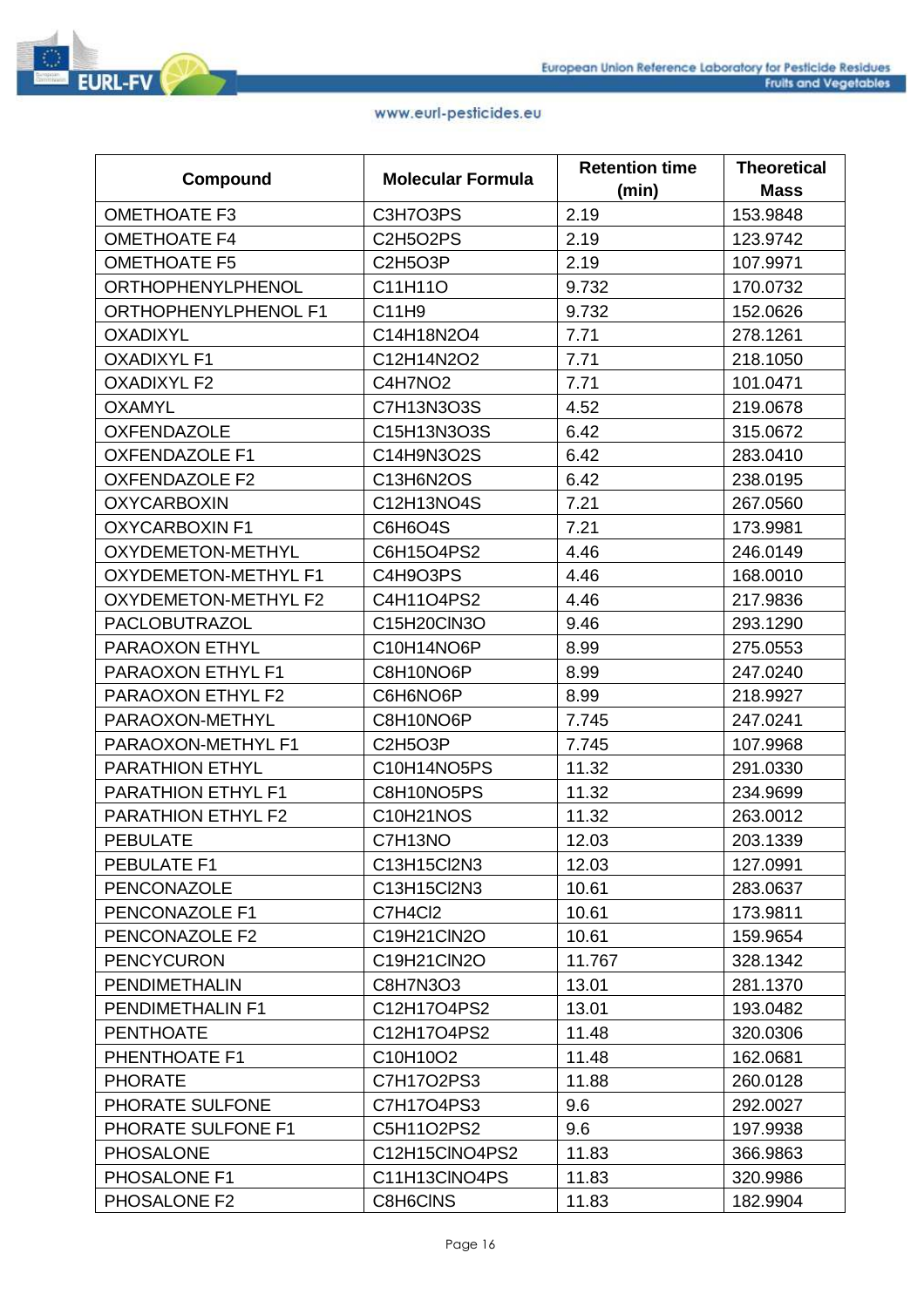| Compound | Molecular Formula | Retention time (min) | Theoretical Mass |
|---|---|---|---|
| OMETHOATE F3 | C3H7O3PS | 2.19 | 153.9848 |
| OMETHOATE F4 | C2H5O2PS | 2.19 | 123.9742 |
| OMETHOATE F5 | C2H5O3P | 2.19 | 107.9971 |
| ORTHOPHENYLPHENOL | C11H11O | 9.732 | 170.0732 |
| ORTHOPHENYLPHENOL F1 | C11H9 | 9.732 | 152.0626 |
| OXADIXYL | C14H18N2O4 | 7.71 | 278.1261 |
| OXADIXYL F1 | C12H14N2O2 | 7.71 | 218.1050 |
| OXADIXYL F2 | C4H7NO2 | 7.71 | 101.0471 |
| OXAMYL | C7H13N3O3S | 4.52 | 219.0678 |
| OXFENDAZOLE | C15H13N3O3S | 6.42 | 315.0672 |
| OXFENDAZOLE F1 | C14H9N3O2S | 6.42 | 283.0410 |
| OXFENDAZOLE F2 | C13H6N2OS | 6.42 | 238.0195 |
| OXYCARBOXIN | C12H13NO4S | 7.21 | 267.0560 |
| OXYCARBOXIN F1 | C6H6O4S | 7.21 | 173.9981 |
| OXYDEMETON-METHYL | C6H15O4PS2 | 4.46 | 246.0149 |
| OXYDEMETON-METHYL F1 | C4H9O3PS | 4.46 | 168.0010 |
| OXYDEMETON-METHYL F2 | C4H11O4PS2 | 4.46 | 217.9836 |
| PACLOBUTRAZOL | C15H20ClN3O | 9.46 | 293.1290 |
| PARAOXON ETHYL | C10H14NO6P | 8.99 | 275.0553 |
| PARAOXON ETHYL F1 | C8H10NO6P | 8.99 | 247.0240 |
| PARAOXON ETHYL F2 | C6H6NO6P | 8.99 | 218.9927 |
| PARAOXON-METHYL | C8H10NO6P | 7.745 | 247.0241 |
| PARAOXON-METHYL F1 | C2H5O3P | 7.745 | 107.9968 |
| PARATHION ETHYL | C10H14NO5PS | 11.32 | 291.0330 |
| PARATHION ETHYL F1 | C8H10NO5PS | 11.32 | 234.9699 |
| PARATHION ETHYL F2 | C10H21NOS | 11.32 | 263.0012 |
| PEBULATE | C7H13NO | 12.03 | 203.1339 |
| PEBULATE F1 | C13H15Cl2N3 | 12.03 | 127.0991 |
| PENCONAZOLE | C13H15Cl2N3 | 10.61 | 283.0637 |
| PENCONAZOLE F1 | C7H4Cl2 | 10.61 | 173.9811 |
| PENCONAZOLE F2 | C19H21ClN2O | 10.61 | 159.9654 |
| PENCYCURON | C19H21ClN2O | 11.767 | 328.1342 |
| PENDIMETHALIN | C8H7N3O3 | 13.01 | 281.1370 |
| PENDIMETHALIN F1 | C12H17O4PS2 | 13.01 | 193.0482 |
| PENTHOATE | C12H17O4PS2 | 11.48 | 320.0306 |
| PHENTHOATE F1 | C10H10O2 | 11.48 | 162.0681 |
| PHORATE | C7H17O2PS3 | 11.88 | 260.0128 |
| PHORATE SULFONE | C7H17O4PS3 | 9.6 | 292.0027 |
| PHORATE SULFONE F1 | C5H11O2PS2 | 9.6 | 197.9938 |
| PHOSALONE | C12H15ClNO4PS2 | 11.83 | 366.9863 |
| PHOSALONE F1 | C11H13ClNO4PS | 11.83 | 320.9986 |
| PHOSALONE F2 | C8H6ClNS | 11.83 | 182.9904 |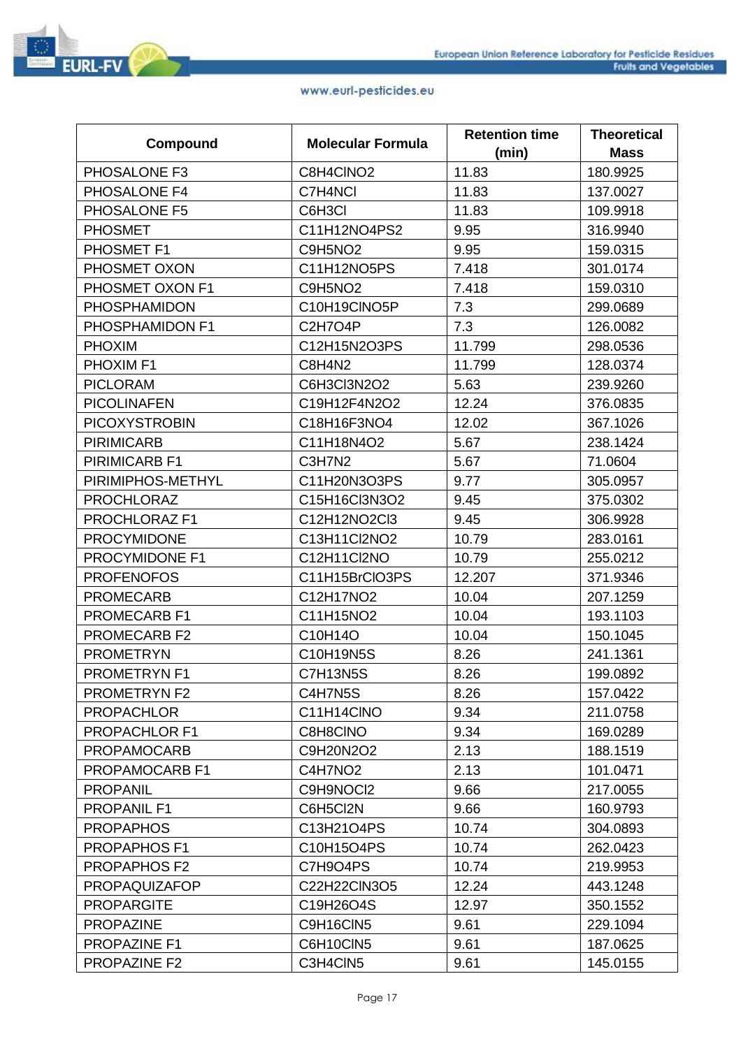| Compound | Molecular Formula | Retention time (min) | Theoretical Mass |
|---|---|---|---|
| PHOSALONE F3 | $C_8H_4ClNO_2$ | 11.83 | 180.9925 |
| PHOSALONE F4 | $C_7H_4NCl$ | 11.83 | 137.0027 |
| PHOSALONE F5 | $C_6H_3Cl$ | 11.83 | 109.9918 |
| PHOSMET | $C_{11}H_{12}NO_4PS_2$ | 9.95 | 316.9940 |
| PHOSMET F1 | $C_9H_5NO_2$ | 9.95 | 159.0315 |
| PHOSMET OXON | $C_{11}H_{12}NO_5PS$ | 7.418 | 301.0174 |
| PHOSMET OXON F1 | $C_9H_5NO_2$ | 7.418 | 159.0310 |
| PHOSPHAMIDON | $C_{10}H_{19}ClNO_5P$ | 7.3 | 299.0689 |
| PHOSPHAMIDON F1 | $C_2H_7O_4P$ | 7.3 | 126.0082 |
| PHOXIM | $C_{12}H_{15}N_2O_3PS$ | 11.799 | 298.0536 |
| PHOXIM F1 | $C_8H_4N_2$ | 11.799 | 128.0374 |
| PICLORAM | $C_6H_3Cl_3N_2O_2$ | 5.63 | 239.9260 |
| PICOLINAFEN | $C_{19}H_{12}F_4N_2O_2$ | 12.24 | 376.0835 |
| PICOXYSTROBIN | $C_{18}H_{16}F_3NO_4$ | 12.02 | 367.1026 |
| PIRIMICARB | $C_{11}H_{18}N_4O_2$ | 5.67 | 238.1424 |
| PIRIMICARB F1 | $C_3H_7N_2$ | 5.67 | 71.0604 |
| PIRIMIPHOS-METHYL | $C_{11}H_{20}N_3O_3PS$ | 9.77 | 305.0957 |
| PROCHLORAZ | $C_{15}H_{16}Cl_3N_3O_2$ | 9.45 | 375.0302 |
| PROCHLORAZ F1 | $C_{12}H_{12}NO_2Cl_3$ | 9.45 | 306.9928 |
| PROCYMIDONE | $C_{13}H_{11}Cl_2NO_2$ | 10.79 | 283.0161 |
| PROCYMIDONE F1 | $C_{12}H_{11}Cl_2NO$ | 10.79 | 255.0212 |
| PROFENOFOS | $C_{11}H_{15}BrClO_3PS$ | 12.207 | 371.9346 |
| PROMECARB | $C_{12}H_{17}NO_2$ | 10.04 | 207.1259 |
| PROMECARB F1 | $C_{11}H_{15}NO_2$ | 10.04 | 193.1103 |
| PROMECARB F2 | $C_{10}H_{14}O$ | 10.04 | 150.1045 |
| PROMETRYN | $C_{10}H_{19}N_5S$ | 8.26 | 241.1361 |
| PROMETRYN F1 | $C_7H_{13}N_5S$ | 8.26 | 199.0892 |
| PROMETRYN F2 | $C_4H_7N_5S$ | 8.26 | 157.0422 |
| PROPACHLOR | $C_{11}H_{14}ClNO$ | 9.34 | 211.0758 |
| PROPACHLOR F1 | $C_8H_8ClNO$ | 9.34 | 169.0289 |
| PROPAMOCARB | $C_9H_{20}N_2O_2$ | 2.13 | 188.1519 |
| PROPAMOCARB F1 | $C_4H_7NO_2$ | 2.13 | 101.0471 |
| PROPANIL | $C_9H_9NOCl_2$ | 9.66 | 217.0055 |
| PROPANIL F1 | $C_6H_5Cl_2N$ | 9.66 | 160.9793 |
| PROPAPHOS | $C_{13}H_{21}O_4PS$ | 10.74 | 304.0893 |
| PROPAPHOS F1 | $C_{10}H_{15}O_4PS$ | 10.74 | 262.0423 |
| PROPAPHOS F2 | $C_7H_9O_4PS$ | 10.74 | 219.9953 |
| PROPAQUIZAFOP | $C_{22}H_{22}ClN_3O_5$ | 12.24 | 443.1248 |
| PROPARGITE | $C_{19}H_{26}O_4S$ | 12.97 | 350.1552 |
| PROPAZINE | $C_9H_{16}ClN_5$ | 9.61 | 229.1094 |
| PROPAZINE F1 | $C_6H_{10}ClN_5$ | 9.61 | 187.0625 |
| PROPAZINE F2 | $C_3H_4ClN_5$ | 9.61 | 145.0155 |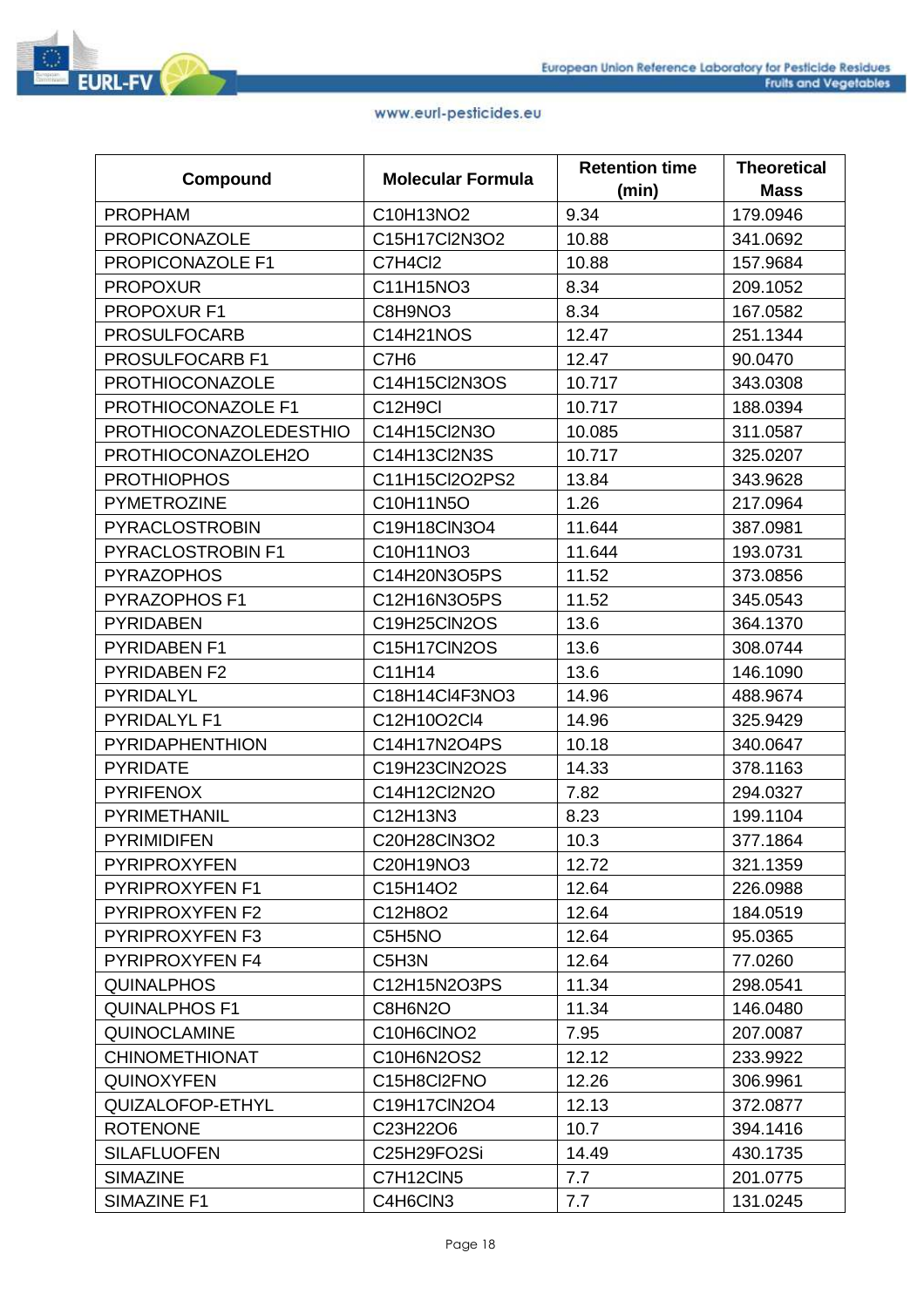| Compound | Molecular Formula | Retention time (min) | Theoretical Mass |
|---|---|---|---|
| PROPHAM | C10H13NO2 | 9.34 | 179.0946 |
| PROPICONAZOLE | C15H17Cl2N3O2 | 10.88 | 341.0692 |
| PROPICONAZOLE F1 | C7H4Cl2 | 10.88 | 157.9684 |
| PROPOXUR | C11H15NO3 | 8.34 | 209.1052 |
| PROPOXUR F1 | C8H9NO3 | 8.34 | 167.0582 |
| PROSULFOCARB | C14H21NOS | 12.47 | 251.1344 |
| PROSULFOCARB F1 | C7H6 | 12.47 | 90.0470 |
| PROTHIOCONAZOLE | C14H15Cl2N3OS | 10.717 | 343.0308 |
| PROTHIOCONAZOLE F1 | C12H9Cl | 10.717 | 188.0394 |
| PROTHIOCONAZOLEDESTHIO | C14H15Cl2N3O | 10.085 | 311.0587 |
| PROTHIOCONAZOLEH2O | C14H13Cl2N3S | 10.717 | 325.0207 |
| PROTHIOPHOS | C11H15Cl2O2PS2 | 13.84 | 343.9628 |
| PYMETROZINE | C10H11N5O | 1.26 | 217.0964 |
| PYRACLOSTROBIN | C19H18ClN3O4 | 11.644 | 387.0981 |
| PYRACLOSTROBIN F1 | C10H11NO3 | 11.644 | 193.0731 |
| PYRAZOPHOS | C14H20N3O5PS | 11.52 | 373.0856 |
| PYRAZOPHOS F1 | C12H16N3O5PS | 11.52 | 345.0543 |
| PYRIDABEN | C19H25ClN2OS | 13.6 | 364.1370 |
| PYRIDABEN F1 | C15H17ClN2OS | 13.6 | 308.0744 |
| PYRIDABEN F2 | C11H14 | 13.6 | 146.1090 |
| PYRIDALYL | C18H14Cl4F3NO3 | 14.96 | 488.9674 |
| PYRIDALYL F1 | C12H10O2Cl4 | 14.96 | 325.9429 |
| PYRIDAPHENTHION | C14H17N2O4PS | 10.18 | 340.0647 |
| PYRIDATE | C19H23ClN2O2S | 14.33 | 378.1163 |
| PYRIFENOX | C14H12Cl2N2O | 7.82 | 294.0327 |
| PYRIMETHANIL | C12H13N3 | 8.23 | 199.1104 |
| PYRIMIDIFEN | C20H28ClN3O2 | 10.3 | 377.1864 |
| PYRIPROXYFEN | C20H19NO3 | 12.72 | 321.1359 |
| PYRIPROXYFEN F1 | C15H14O2 | 12.64 | 226.0988 |
| PYRIPROXYFEN F2 | C12H8O2 | 12.64 | 184.0519 |
| PYRIPROXYFEN F3 | C5H5NO | 12.64 | 95.0365 |
| PYRIPROXYFEN F4 | C5H3N | 12.64 | 77.0260 |
| QUINALPHOS | C12H15N2O3PS | 11.34 | 298.0541 |
| QUINALPHOS F1 | C8H6N2O | 11.34 | 146.0480 |
| QUINOCLAMINE | C10H6ClNO2 | 7.95 | 207.0087 |
| CHINOMETHIONAT | C10H6N2OS2 | 12.12 | 233.9922 |
| QUINOXYFEN | C15H8Cl2FNO | 12.26 | 306.9961 |
| QUIZALOFOP-ETHYL | C19H17ClN2O4 | 12.13 | 372.0877 |
| ROTENONE | C23H22O6 | 10.7 | 394.1416 |
| SILAFLUOFEN | C25H29FO2Si | 14.49 | 430.1735 |
| SIMAZINE | C7H12ClN5 | 7.7 | 201.0775 |
| SIMAZINE F1 | C4H6ClN3 | 7.7 | 131.0245 |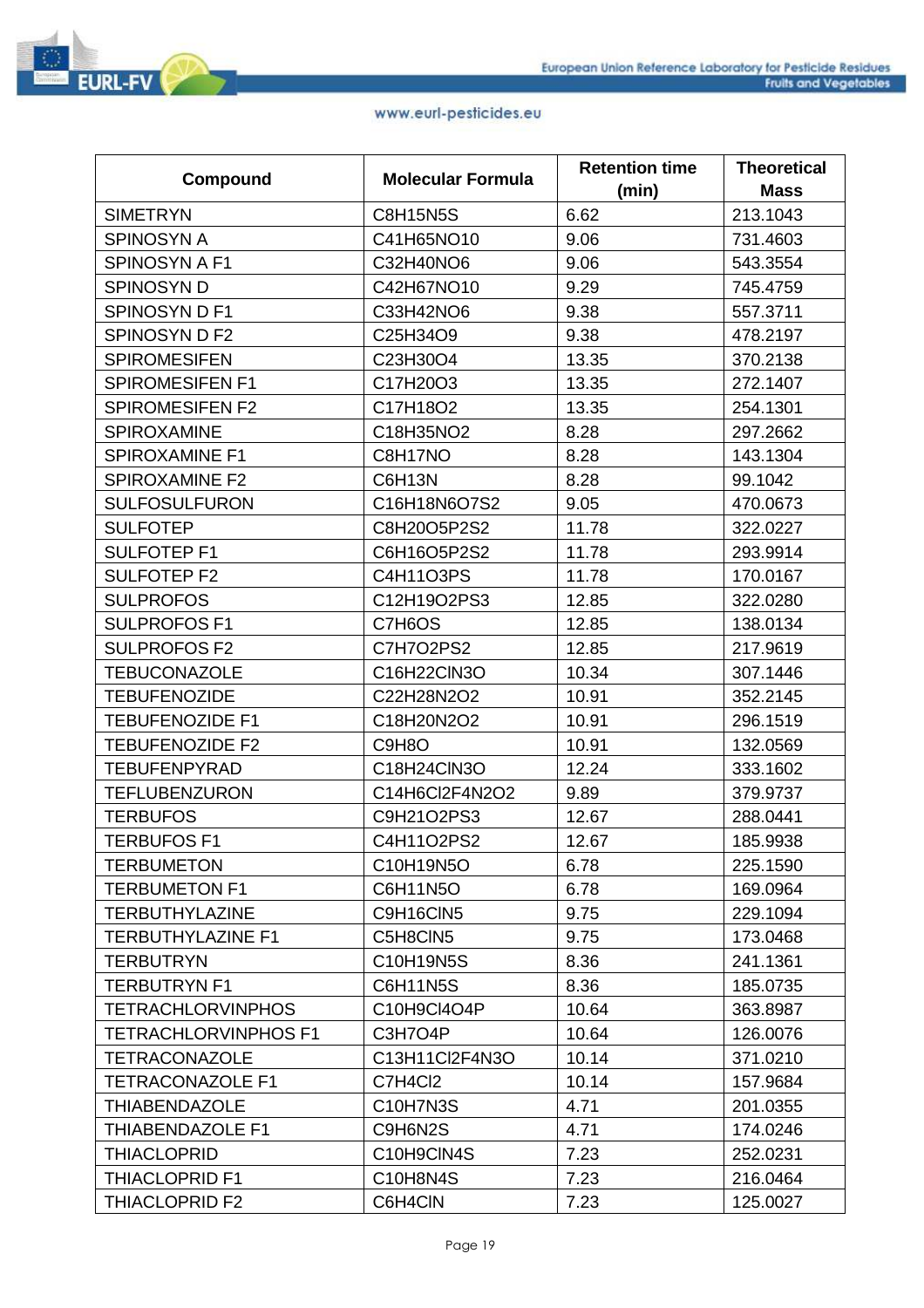| Compound | Molecular Formula | Retention time (min) | Theoretical Mass |
|---|---|---|---|
| SIMETRYN | $C_8H_{15}N_5S$ | 6.62 | 213.1043 |
| SPINOSYN A | $C_{41}H_{65}NO_{10}$ | 9.06 | 731.4603 |
| SPINOSYN A F1 | $C_{32}H_{40}NO_6$ | 9.06 | 543.3554 |
| SPINOSYN D | $C_{42}H_{67}NO_{10}$ | 9.29 | 745.4759 |
| SPINOSYN D F1 | $C_{33}H_{42}NO_6$ | 9.38 | 557.3711 |
| SPINOSYN D F2 | $C_{25}H_{34}O_9$ | 9.38 | 478.2197 |
| SPIROMESIFEN | $C_{23}H_{30}O_4$ | 13.35 | 370.2138 |
| SPIROMESIFEN F1 | $C_{17}H_{20}O_3$ | 13.35 | 272.1407 |
| SPIROMESIFEN F2 | $C_{17}H_{18}O_2$ | 13.35 | 254.1301 |
| SPIROXAMINE | $C_{18}H_{35}NO_2$ | 8.28 | 297.2662 |
| SPIROXAMINE F1 | $C_8H_{17}NO$ | 8.28 | 143.1304 |
| SPIROXAMINE F2 | $C_6H_{13}N$ | 8.28 | 99.1042 |
| SULFOSULFURON | $C_{16}H_{18}N_6O_7S_2$ | 9.05 | 470.0673 |
| SULFOTEP | $C_8H_{20}O_5P_2S_2$ | 11.78 | 322.0227 |
| SULFOTEP F1 | $C_6H_{16}O_5P_2S_2$ | 11.78 | 293.9914 |
| SULFOTEP F2 | $C_4H_{11}O_3PS$ | 11.78 | 170.0167 |
| SULPROFOS | $C_{12}H_{19}O_2PS_3$ | 12.85 | 322.0280 |
| SULPROFOS F1 | $C_7H_6OS$ | 12.85 | 138.0134 |
| SULPROFOS F2 | $C_7H_7O_2PS_2$ | 12.85 | 217.9619 |
| TEBUCONAZOLE | $C_{16}H_{22}ClN_3O$ | 10.34 | 307.1446 |
| TEBUFENOZIDE | $C_{22}H_{28}N_2O_2$ | 10.91 | 352.2145 |
| TEBUFENOZIDE F1 | $C_{18}H_{20}N_2O_2$ | 10.91 | 296.1519 |
| TEBUFENOZIDE F2 | $C_9H_8O$ | 10.91 | 132.0569 |
| TEBUFENPYRAD | $C_{18}H_{24}ClN_3O$ | 12.24 | 333.1602 |
| TEFLUBENZURON | $C_{14}H_6Cl_2F_4N_2O_2$ | 9.89 | 379.9737 |
| TERBUFOS | $C_9H_{21}O_2PS_3$ | 12.67 | 288.0441 |
| TERBUFOS F1 | $C_4H_{11}O_2PS_2$ | 12.67 | 185.9938 |
| TERBUMETON | $C_{10}H_{19}N_5O$ | 6.78 | 225.1590 |
| TERBUMETON F1 | $C_6H_{11}N_5O$ | 6.78 | 169.0964 |
| TERBUTHYLAZINE | $C_9H_{16}ClN_5$ | 9.75 | 229.1094 |
| TERBUTHYLAZINE F1 | $C_5H_8ClN_5$ | 9.75 | 173.0468 |
| TERBUTRYN | $C_{10}H_{19}N_5S$ | 8.36 | 241.1361 |
| TERBUTRYN F1 | $C_6H_{11}N_5S$ | 8.36 | 185.0735 |
| TETRACHLORVINPHOS | $C_{10}H_9Cl_4O_4P$ | 10.64 | 363.8987 |
| TETRACHLORVINPHOS F1 | $C_3H_7O_4P$ | 10.64 | 126.0076 |
| TETRACONAZOLE | $C_{13}H_{11}Cl_2F_4N_3O$ | 10.14 | 371.0210 |
| TETRACONAZOLE F1 | $C_7H_4Cl_2$ | 10.14 | 157.9684 |
| THIABENDAZOLE | $C_{10}H_7N_3S$ | 4.71 | 201.0355 |
| THIABENDAZOLE F1 | $C_9H_6N_2S$ | 4.71 | 174.0246 |
| THIACLOPRID | $C_{10}H_9ClN_4S$ | 7.23 | 252.0231 |
| THIACLOPRID F1 | $C_{10}H_8N_4S$ | 7.23 | 216.0464 |
| THIACLOPRID F2 | $C_6H_4ClN$ | 7.23 | 125.0027 |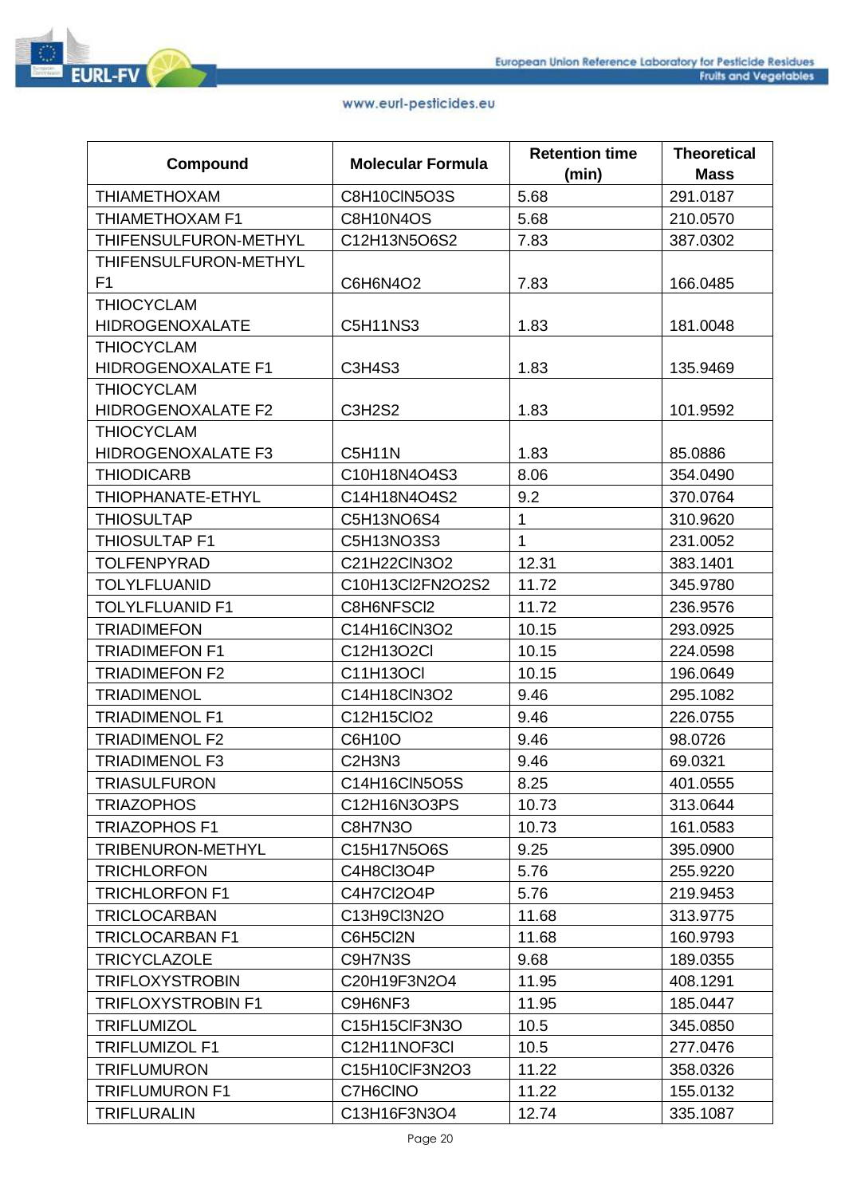| Compound | Molecular Formula | Retention time (min) | Theoretical Mass |
|---|---|---|---|
| THIAMETHOXAM | C8H10ClN5O3S | 5.68 | 291.0187 |
| THIAMETHOXAM F1 | C8H10N4OS | 5.68 | 210.0570 |
| THIFENSULFURON-METHYL | C12H13N5O6S2 | 7.83 | 387.0302 |
| THIFENSULFURON-METHYL F1 | C6H6N4O2 | 7.83 | 166.0485 |
| THIOCYCLAM HIDROGENOXALATE | C5H11NS3 | 1.83 | 181.0048 |
| THIOCYCLAM HIDROGENOXALATE F1 | C3H4S3 | 1.83 | 135.9469 |
| THIOCYCLAM HIDROGENOXALATE F2 | C3H2S2 | 1.83 | 101.9592 |
| THIOCYCLAM HIDROGENOXALATE F3 | C5H11N | 1.83 | 85.0886 |
| THIODICARB | C10H18N4O4S3 | 8.06 | 354.0490 |
| THIOPHANATE-ETHYL | C14H18N4O4S2 | 9.2 | 370.0764 |
| THIOSULTAP | C5H13NO6S4 | 1 | 310.9620 |
| THIOSULTAP F1 | C5H13NO3S3 | 1 | 231.0052 |
| TOLFENPYRAD | C21H22ClN3O2 | 12.31 | 383.1401 |
| TOLYLFLUANID | C10H13Cl2FN2O2S2 | 11.72 | 345.9780 |
| TOLYLFLUANID F1 | C8H6NFSCl2 | 11.72 | 236.9576 |
| TRIADIMEFON | C14H16ClN3O2 | 10.15 | 293.0925 |
| TRIADIMEFON F1 | C12H13O2Cl | 10.15 | 224.0598 |
| TRIADIMEFON F2 | C11H13OCl | 10.15 | 196.0649 |
| TRIADIMENOL | C14H18ClN3O2 | 9.46 | 295.1082 |
| TRIADIMENOL F1 | C12H15ClO2 | 9.46 | 226.0755 |
| TRIADIMENOL F2 | C6H10O | 9.46 | 98.0726 |
| TRIADIMENOL F3 | C2H3N3 | 9.46 | 69.0321 |
| TRIASULFURON | C14H16ClN5O5S | 8.25 | 401.0555 |
| TRIAZOPHOS | C12H16N3O3PS | 10.73 | 313.0644 |
| TRIAZOPHOS F1 | C8H7N3O | 10.73 | 161.0583 |
| TRIBENURON-METHYL | C15H17N5O6S | 9.25 | 395.0900 |
| TRICHLORFON | C4H8Cl3O4P | 5.76 | 255.9220 |
| TRICHLORFON F1 | C4H7Cl2O4P | 5.76 | 219.9453 |
| TRICLOCARBAN | C13H9Cl3N2O | 11.68 | 313.9775 |
| TRICLOCARBAN F1 | C6H5Cl2N | 11.68 | 160.9793 |
| TRICYCLAZOLE | C9H7N3S | 9.68 | 189.0355 |
| TRIFLOXYSTROBIN | C20H19F3N2O4 | 11.95 | 408.1291 |
| TRIFLOXYSTROBIN F1 | C9H6NF3 | 11.95 | 185.0447 |
| TRIFLUMIZOL | C15H15ClF3N3O | 10.5 | 345.0850 |
| TRIFLUMIZOL F1 | C12H11NOF3Cl | 10.5 | 277.0476 |
| TRIFLUMURON | C15H10ClF3N2O3 | 11.22 | 358.0326 |
| TRIFLUMURON F1 | C7H6ClNO | 11.22 | 155.0132 |
| TRIFLURALIN | C13H16F3N3O4 | 12.74 | 335.1087 |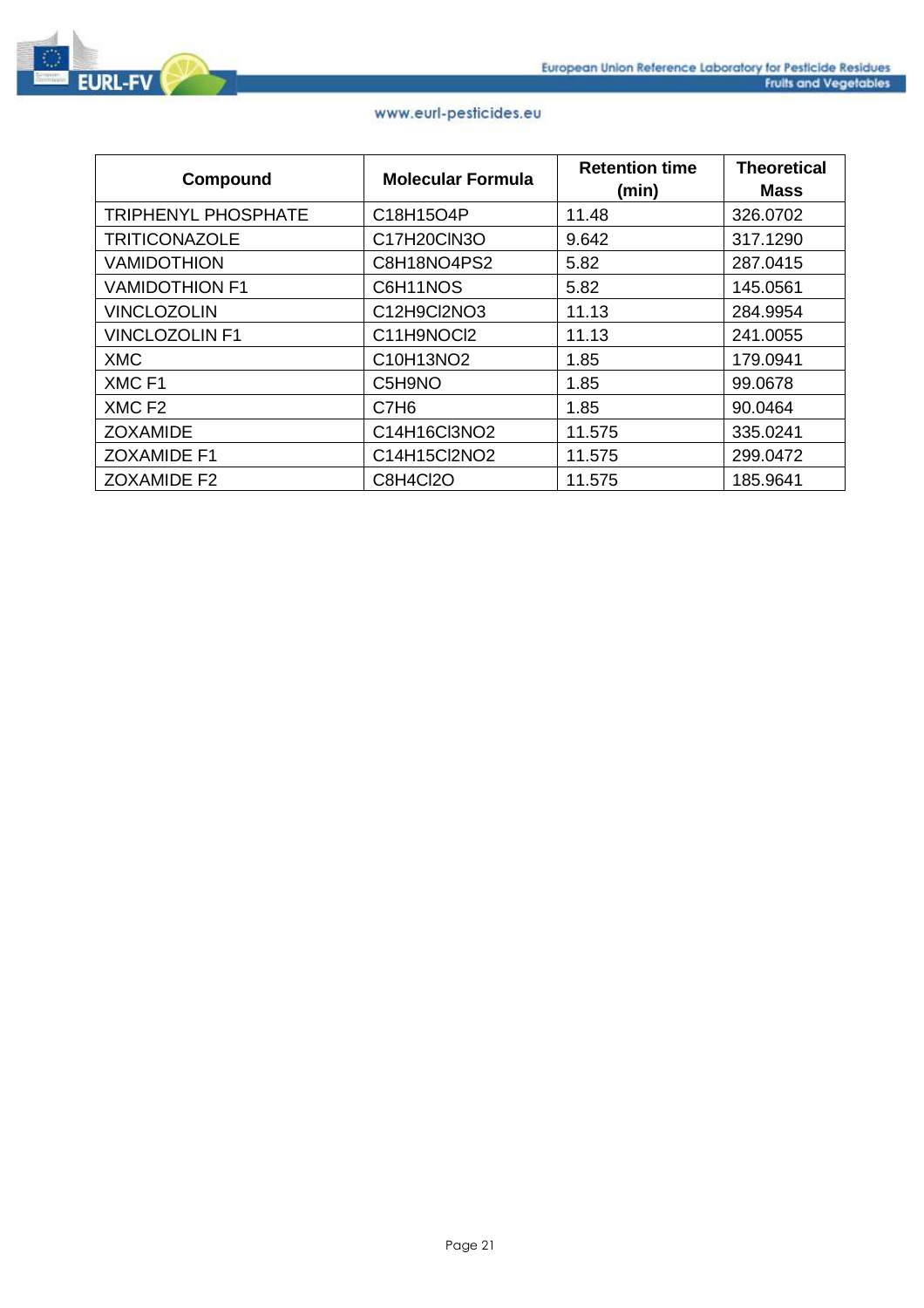| Compound | Molecular Formula | Retention time (min) | Theoretical Mass |
|---|---|---|---|
| TRIPHENYL PHOSPHATE | $C_{18}H_{15}O_4P$ | 11.48 | 326.0702 |
| TRITICONAZOLE | $C_{17}H_{20}ClN_3O$ | 9.642 | 317.1290 |
| VAMIDOTHION | $C_8H_{18}NO_4PS_2$ | 5.82 | 287.0415 |
| VAMIDOTHION F1 | $C_6H_{11}NOS$ | 5.82 | 145.0561 |
| VINCLOZOLIN | $C_{12}H_9Cl_2NO_3$ | 11.13 | 284.9954 |
| VINCLOZOLIN F1 | $C_{11}H_9NOCl_2$ | 11.13 | 241.0055 |
| XMC | $C_{10}H_{13}NO_2$ | 1.85 | 179.0941 |
| XMC F1 | $C_5H_9NO$ | 1.85 | 99.0678 |
| XMC F2 | $C_7H_6$ | 1.85 | 90.0464 |
| ZOXAMIDE | $C_{14}H_{16}Cl_3NO_2$ | 11.575 | 335.0241 |
| ZOXAMIDE F1 | $C_{14}H_{15}Cl_2NO_2$ | 11.575 | 299.0472 |
| ZOXAMIDE F2 | $C_8H_4Cl_2O$ | 11.575 | 185.9641 |